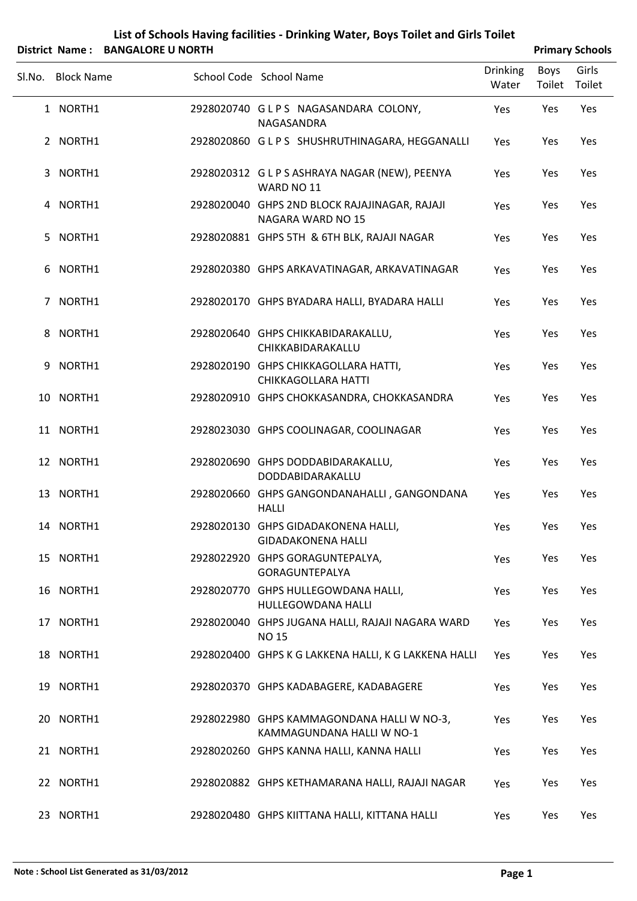# List of Schools Having facilities - Drinking Water, Boys Toilet and Girls Toilet

**District Name : BANGALORE U NORTH** **Primary Schools**

| Sl.No. | Block Name | School Code | School Name | Drinking Water | Boys Toilet | Girls Toilet |
|---|---|---|---|---|---|---|
| 1 | NORTH1 | 2928020740 | G L P S NAGASANDARA COLONY, NAGASANDRA | Yes | Yes | Yes |
| 2 | NORTH1 | 2928020860 | G L P S SHUSHRUTHINAGARA, HEGGANALLI | Yes | Yes | Yes |
| 3 | NORTH1 | 2928020312 | G L P S ASHRAYA NAGAR (NEW), PEENYA WARD NO 11 | Yes | Yes | Yes |
| 4 | NORTH1 | 2928020040 | GHPS 2ND BLOCK RAJAJINAGAR, RAJAJI NAGARA WARD NO 15 | Yes | Yes | Yes |
| 5 | NORTH1 | 2928020881 | GHPS 5TH & 6TH BLK, RAJAJI NAGAR | Yes | Yes | Yes |
| 6 | NORTH1 | 2928020380 | GHPS ARKAVATINAGAR, ARKAVATINAGAR | Yes | Yes | Yes |
| 7 | NORTH1 | 2928020170 | GHPS BYADARA HALLI, BYADARA HALLI | Yes | Yes | Yes |
| 8 | NORTH1 | 2928020640 | GHPS CHIKKABIDARAKALLU, CHIKKABIDARAKALLU | Yes | Yes | Yes |
| 9 | NORTH1 | 2928020190 | GHPS CHIKKAGOLLARA HATTI, CHIKKAGOLLARA HATTI | Yes | Yes | Yes |
| 10 | NORTH1 | 2928020910 | GHPS CHOKKASANDRA, CHOKKASANDRA | Yes | Yes | Yes |
| 11 | NORTH1 | 2928023030 | GHPS COOLINAGAR, COOLINAGAR | Yes | Yes | Yes |
| 12 | NORTH1 | 2928020690 | GHPS DODDABIDARAKALLU, DODDABIDARAKALLU | Yes | Yes | Yes |
| 13 | NORTH1 | 2928020660 | GHPS GANGONDANAHALLI , GANGONDANA HALLI | Yes | Yes | Yes |
| 14 | NORTH1 | 2928020130 | GHPS GIDADAKONENA HALLI, GIDADAKONENA HALLI | Yes | Yes | Yes |
| 15 | NORTH1 | 2928022920 | GHPS GORAGUNTEPALYA, GORAGUNTEPALYA | Yes | Yes | Yes |
| 16 | NORTH1 | 2928020770 | GHPS HULLEGOWDANA HALLI, HULLEGOWDANA HALLI | Yes | Yes | Yes |
| 17 | NORTH1 | 2928020040 | GHPS JUGANA HALLI, RAJAJI NAGARA WARD NO 15 | Yes | Yes | Yes |
| 18 | NORTH1 | 2928020400 | GHPS K G LAKKENA HALLI, K G LAKKENA HALLI | Yes | Yes | Yes |
| 19 | NORTH1 | 2928020370 | GHPS KADABAGERE, KADABAGERE | Yes | Yes | Yes |
| 20 | NORTH1 | 2928022980 | GHPS KAMMAGONDANA HALLI W NO-3, KAMMAGUNDANA HALLI W NO-1 | Yes | Yes | Yes |
| 21 | NORTH1 | 2928020260 | GHPS KANNA HALLI, KANNA HALLI | Yes | Yes | Yes |
| 22 | NORTH1 | 2928020882 | GHPS KETHAMARANA HALLI, RAJAJI NAGAR | Yes | Yes | Yes |
| 23 | NORTH1 | 2928020480 | GHPS KIITTANA HALLI, KITTANA HALLI | Yes | Yes | Yes |

**Note : School List Generated as 31/03/2012**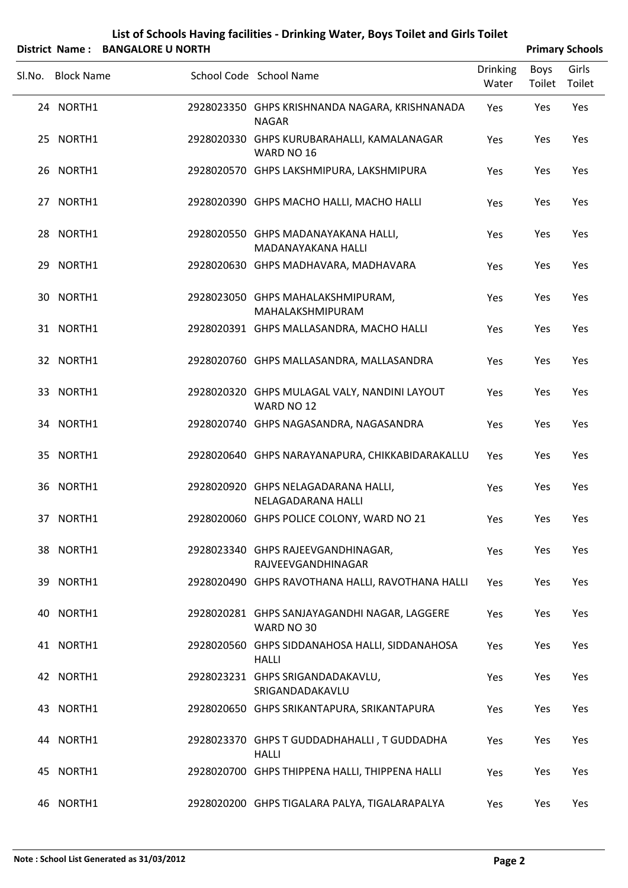# List of Schools Having facilities - Drinking Water, Boys Toilet and Girls Toilet

**District Name : BANGALORE U NORTH** **Primary Schools**

| Sl.No. | Block Name | School Code | School Name | Drinking Water | Boys Toilet | Girls Toilet |
|---|---|---|---|---|---|---|
| 24 | NORTH1 | 2928023350 | GHPS KRISHNANDA NAGARA, KRISHNANADA NAGAR | Yes | Yes | Yes |
| 25 | NORTH1 | 2928020330 | GHPS KURUBARAHALLI, KAMALANAGAR WARD NO 16 | Yes | Yes | Yes |
| 26 | NORTH1 | 2928020570 | GHPS LAKSHMIPURA, LAKSHMIPURA | Yes | Yes | Yes |
| 27 | NORTH1 | 2928020390 | GHPS MACHO HALLI, MACHO HALLI | Yes | Yes | Yes |
| 28 | NORTH1 | 2928020550 | GHPS MADANAYAKANA HALLI, MADANAYAKANA HALLI | Yes | Yes | Yes |
| 29 | NORTH1 | 2928020630 | GHPS MADHAVARA, MADHAVARA | Yes | Yes | Yes |
| 30 | NORTH1 | 2928023050 | GHPS MAHALAKSHMIPURAM, MAHALAKSHMIPURAM | Yes | Yes | Yes |
| 31 | NORTH1 | 2928020391 | GHPS MALLASANDRA, MACHO HALLI | Yes | Yes | Yes |
| 32 | NORTH1 | 2928020760 | GHPS MALLASANDRA, MALLASANDRA | Yes | Yes | Yes |
| 33 | NORTH1 | 2928020320 | GHPS MULAGAL VALY, NANDINI LAYOUT WARD NO 12 | Yes | Yes | Yes |
| 34 | NORTH1 | 2928020740 | GHPS NAGASANDRA, NAGASANDRA | Yes | Yes | Yes |
| 35 | NORTH1 | 2928020640 | GHPS NARAYANAPURA, CHIKKABIDARAKALLU | Yes | Yes | Yes |
| 36 | NORTH1 | 2928020920 | GHPS NELAGADARANA HALLI, NELAGADARANA HALLI | Yes | Yes | Yes |
| 37 | NORTH1 | 2928020060 | GHPS POLICE COLONY, WARD NO 21 | Yes | Yes | Yes |
| 38 | NORTH1 | 2928023340 | GHPS RAJEEVGANDHINAGAR, RAJVEEVGANDHINAGAR | Yes | Yes | Yes |
| 39 | NORTH1 | 2928020490 | GHPS RAVOTHANA HALLI, RAVOTHANA HALLI | Yes | Yes | Yes |
| 40 | NORTH1 | 2928020281 | GHPS SANJAYAGANDHI NAGAR, LAGGERE WARD NO 30 | Yes | Yes | Yes |
| 41 | NORTH1 | 2928020560 | GHPS SIDDANAHOSA HALLI, SIDDANAHOSA HALLI | Yes | Yes | Yes |
| 42 | NORTH1 | 2928023231 | GHPS SRIGANDADAKAVLU, SRIGANDADAKAVLU | Yes | Yes | Yes |
| 43 | NORTH1 | 2928020650 | GHPS SRIKANTAPURA, SRIKANTAPURA | Yes | Yes | Yes |
| 44 | NORTH1 | 2928023370 | GHPS T GUDDADHAHALLI , T GUDDADHA HALLI | Yes | Yes | Yes |
| 45 | NORTH1 | 2928020700 | GHPS THIPPENA HALLI, THIPPENA HALLI | Yes | Yes | Yes |
| 46 | NORTH1 | 2928020200 | GHPS TIGALARA PALYA, TIGALARAPALYA | Yes | Yes | Yes |

**Note : School List Generated as 31/03/2012**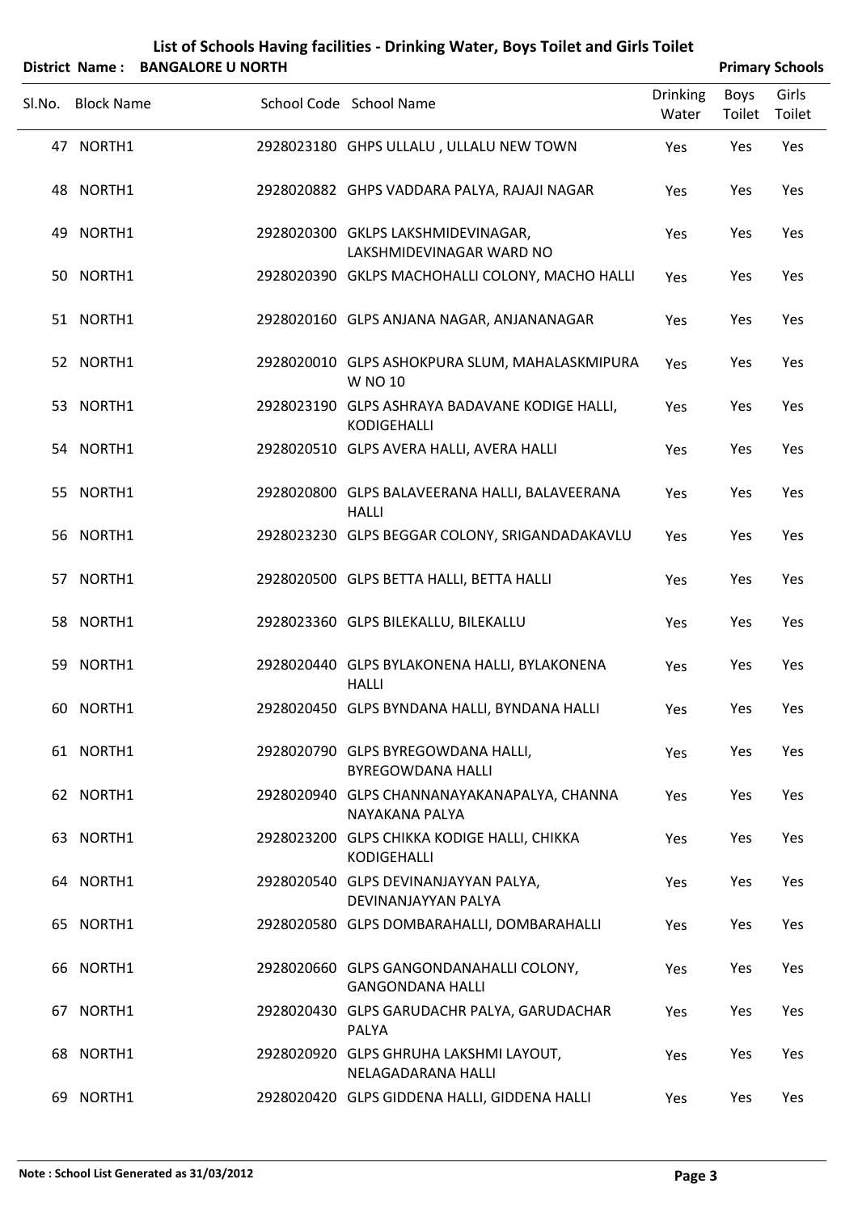# List of Schools Having facilities - Drinking Water, Boys Toilet and Girls Toilet

**District Name : BANGALORE U NORTH** **Primary Schools**

| Sl.No. | Block Name | School Code | School Name | Drinking Water | Boys Toilet | Girls Toilet |
|---|---|---|---|---|---|---|
| 47 | NORTH1 | 2928023180 | GHPS ULLALU , ULLALU NEW TOWN | Yes | Yes | Yes |
| 48 | NORTH1 | 2928020882 | GHPS VADDARA PALYA, RAJAJI NAGAR | Yes | Yes | Yes |
| 49 | NORTH1 | 2928020300 | GKLPS LAKSHMIDEVINAGAR, LAKSHMIDEVINAGAR WARD NO | Yes | Yes | Yes |
| 50 | NORTH1 | 2928020390 | GKLPS MACHOHALLI COLONY, MACHO HALLI | Yes | Yes | Yes |
| 51 | NORTH1 | 2928020160 | GLPS ANJANA NAGAR, ANJANANAGAR | Yes | Yes | Yes |
| 52 | NORTH1 | 2928020010 | GLPS ASHOKPURA SLUM, MAHALASKMIPURA W NO 10 | Yes | Yes | Yes |
| 53 | NORTH1 | 2928023190 | GLPS ASHRAYA BADAVANE KODIGE HALLI, KODIGEHALLI | Yes | Yes | Yes |
| 54 | NORTH1 | 2928020510 | GLPS AVERA HALLI, AVERA HALLI | Yes | Yes | Yes |
| 55 | NORTH1 | 2928020800 | GLPS BALAVEERANA HALLI, BALAVEERANA HALLI | Yes | Yes | Yes |
| 56 | NORTH1 | 2928023230 | GLPS BEGGAR COLONY, SRIGANDADAKAVLU | Yes | Yes | Yes |
| 57 | NORTH1 | 2928020500 | GLPS BETTA HALLI, BETTA HALLI | Yes | Yes | Yes |
| 58 | NORTH1 | 2928023360 | GLPS BILEKALLU, BILEKALLU | Yes | Yes | Yes |
| 59 | NORTH1 | 2928020440 | GLPS BYLAKONENA HALLI, BYLAKONENA HALLI | Yes | Yes | Yes |
| 60 | NORTH1 | 2928020450 | GLPS BYNDANA HALLI, BYNDANA HALLI | Yes | Yes | Yes |
| 61 | NORTH1 | 2928020790 | GLPS BYREGOWDANA HALLI, BYREGOWDANA HALLI | Yes | Yes | Yes |
| 62 | NORTH1 | 2928020940 | GLPS CHANNANAYAKANAPALYA, CHANNA NAYAKANA PALYA | Yes | Yes | Yes |
| 63 | NORTH1 | 2928023200 | GLPS CHIKKA KODIGE HALLI, CHIKKA KODIGEHALLI | Yes | Yes | Yes |
| 64 | NORTH1 | 2928020540 | GLPS DEVINANJAYYAN PALYA, DEVINANJAYYAN PALYA | Yes | Yes | Yes |
| 65 | NORTH1 | 2928020580 | GLPS DOMBARAHALLI, DOMBARAHALLI | Yes | Yes | Yes |
| 66 | NORTH1 | 2928020660 | GLPS GANGONDANAHALLI COLONY, GANGONDANA HALLI | Yes | Yes | Yes |
| 67 | NORTH1 | 2928020430 | GLPS GARUDACHR PALYA, GARUDACHAR PALYA | Yes | Yes | Yes |
| 68 | NORTH1 | 2928020920 | GLPS GHRUHA LAKSHMI LAYOUT, NELAGADARANA HALLI | Yes | Yes | Yes |
| 69 | NORTH1 | 2928020420 | GLPS GIDDENA HALLI, GIDDENA HALLI | Yes | Yes | Yes |

**Note : School List Generated as 31/03/2012**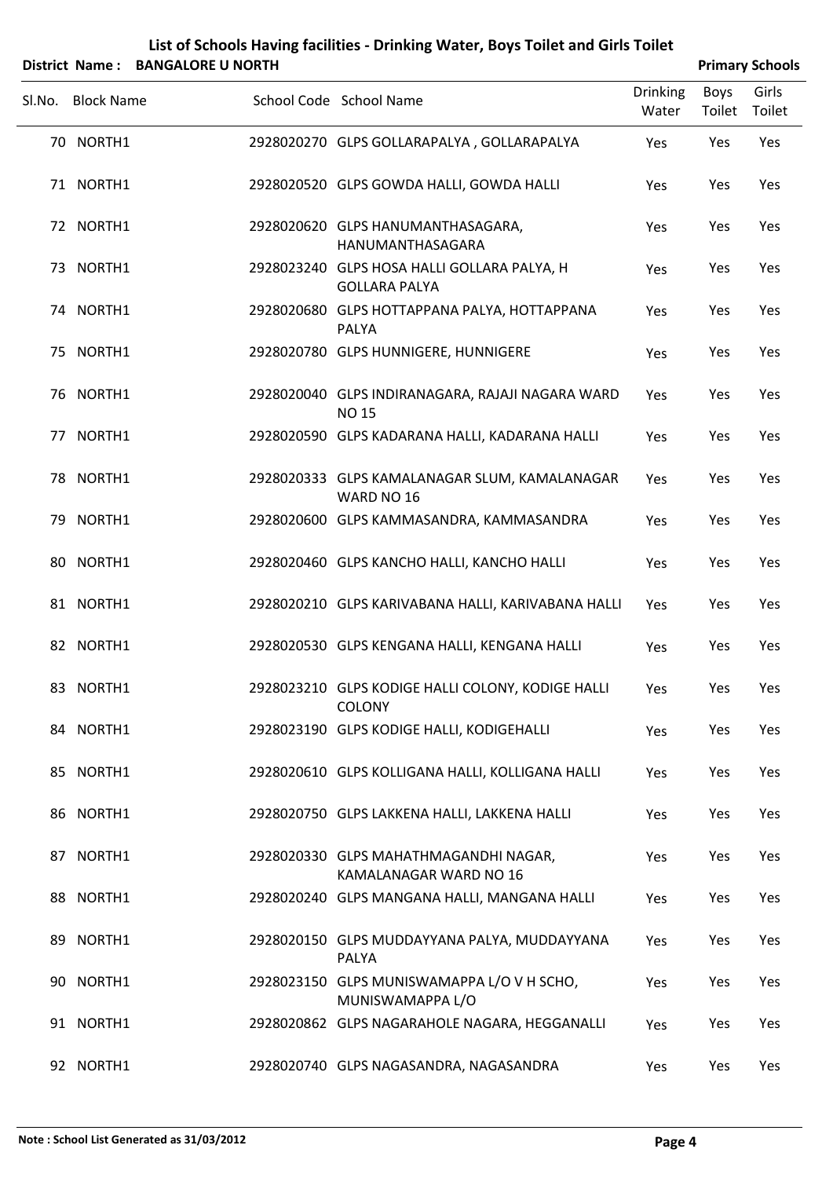## List of Schools Having facilities - Drinking Water, Boys Toilet and Girls Toilet

**District Name : BANGALORE U NORTH** **Primary Schools**

| Sl.No. | Block Name | School Code | School Name | Drinking Water | Boys Toilet | Girls Toilet |
|---|---|---|---|---|---|---|
| 70 | NORTH1 | 2928020270 | GLPS GOLLARAPALYA , GOLLARAPALYA | Yes | Yes | Yes |
| 71 | NORTH1 | 2928020520 | GLPS GOWDA HALLI, GOWDA HALLI | Yes | Yes | Yes |
| 72 | NORTH1 | 2928020620 | GLPS HANUMANTHASAGARA, HANUMANTHASAGARA | Yes | Yes | Yes |
| 73 | NORTH1 | 2928023240 | GLPS HOSA HALLI GOLLARA PALYA, H GOLLARA PALYA | Yes | Yes | Yes |
| 74 | NORTH1 | 2928020680 | GLPS HOTTAPPANA PALYA, HOTTAPPANA PALYA | Yes | Yes | Yes |
| 75 | NORTH1 | 2928020780 | GLPS HUNNIGERE, HUNNIGERE | Yes | Yes | Yes |
| 76 | NORTH1 | 2928020040 | GLPS INDIRANAGARA, RAJAJI NAGARA WARD NO 15 | Yes | Yes | Yes |
| 77 | NORTH1 | 2928020590 | GLPS KADARANA HALLI, KADARANA HALLI | Yes | Yes | Yes |
| 78 | NORTH1 | 2928020333 | GLPS KAMALANAGAR SLUM, KAMALANAGAR WARD NO 16 | Yes | Yes | Yes |
| 79 | NORTH1 | 2928020600 | GLPS KAMMASANDRA, KAMMASANDRA | Yes | Yes | Yes |
| 80 | NORTH1 | 2928020460 | GLPS KANCHO HALLI, KANCHO HALLI | Yes | Yes | Yes |
| 81 | NORTH1 | 2928020210 | GLPS KARIVABANA HALLI, KARIVABANA HALLI | Yes | Yes | Yes |
| 82 | NORTH1 | 2928020530 | GLPS KENGANA HALLI, KENGANA HALLI | Yes | Yes | Yes |
| 83 | NORTH1 | 2928023210 | GLPS KODIGE HALLI COLONY, KODIGE HALLI COLONY | Yes | Yes | Yes |
| 84 | NORTH1 | 2928023190 | GLPS KODIGE HALLI, KODIGEHALLI | Yes | Yes | Yes |
| 85 | NORTH1 | 2928020610 | GLPS KOLLIGANA HALLI, KOLLIGANA HALLI | Yes | Yes | Yes |
| 86 | NORTH1 | 2928020750 | GLPS LAKKENA HALLI, LAKKENA HALLI | Yes | Yes | Yes |
| 87 | NORTH1 | 2928020330 | GLPS MAHATHMAGANDHI NAGAR, KAMALANAGAR WARD NO 16 | Yes | Yes | Yes |
| 88 | NORTH1 | 2928020240 | GLPS MANGANA HALLI, MANGANA HALLI | Yes | Yes | Yes |
| 89 | NORTH1 | 2928020150 | GLPS MUDDAYYANA PALYA, MUDDAYYANA PALYA | Yes | Yes | Yes |
| 90 | NORTH1 | 2928023150 | GLPS MUNISWAMAPPA L/O V H SCHO, MUNISWAMAPPA L/O | Yes | Yes | Yes |
| 91 | NORTH1 | 2928020862 | GLPS NAGARAHOLE NAGARA, HEGGANALLI | Yes | Yes | Yes |
| 92 | NORTH1 | 2928020740 | GLPS NAGASANDRA, NAGASANDRA | Yes | Yes | Yes |

**Note : School List Generated as 31/03/2012**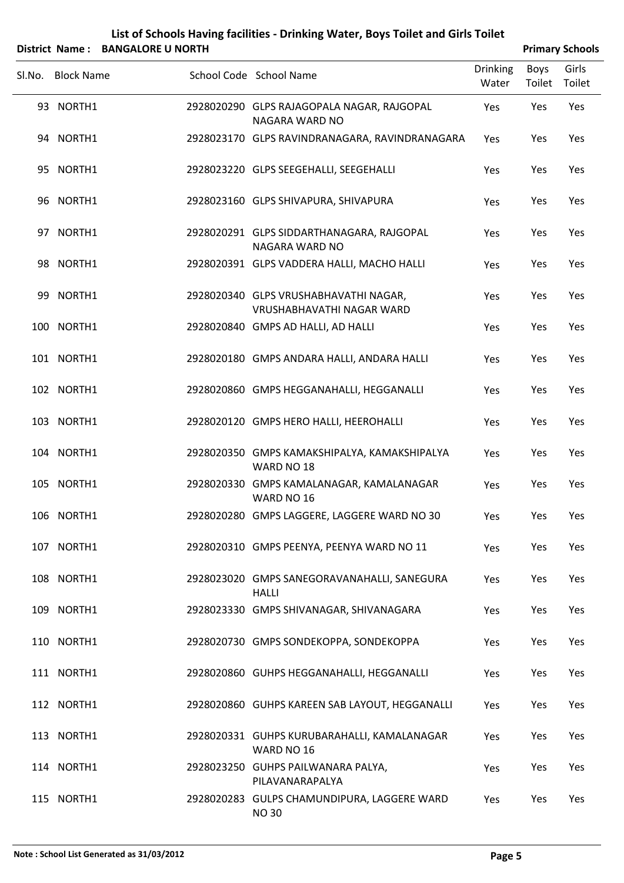# List of Schools Having facilities - Drinking Water, Boys Toilet and Girls Toilet

**District Name : BANGALORE U NORTH** **Primary Schools**

| Sl.No. | Block Name | School Code | School Name | Drinking Water | Boys Toilet | Girls Toilet |
|---|---|---|---|---|---|---|
| 93 | NORTH1 | 2928020290 | GLPS RAJAGOPALA NAGAR, RAJGOPAL NAGARA WARD NO | Yes | Yes | Yes |
| 94 | NORTH1 | 2928023170 | GLPS RAVINDRANAGARA, RAVINDRANAGARA | Yes | Yes | Yes |
| 95 | NORTH1 | 2928023220 | GLPS SEEGEHALLI, SEEGEHALLI | Yes | Yes | Yes |
| 96 | NORTH1 | 2928023160 | GLPS SHIVAPURA, SHIVAPURA | Yes | Yes | Yes |
| 97 | NORTH1 | 2928020291 | GLPS SIDDARTHANAGARA, RAJGOPAL NAGARA WARD NO | Yes | Yes | Yes |
| 98 | NORTH1 | 2928020391 | GLPS VADDERA HALLI, MACHO HALLI | Yes | Yes | Yes |
| 99 | NORTH1 | 2928020340 | GLPS VRUSHABHAVATHI NAGAR, VRUSHABHAVATHI NAGAR WARD | Yes | Yes | Yes |
| 100 | NORTH1 | 2928020840 | GMPS AD HALLI, AD HALLI | Yes | Yes | Yes |
| 101 | NORTH1 | 2928020180 | GMPS ANDARA HALLI, ANDARA HALLI | Yes | Yes | Yes |
| 102 | NORTH1 | 2928020860 | GMPS HEGGANAHALLI, HEGGANALLI | Yes | Yes | Yes |
| 103 | NORTH1 | 2928020120 | GMPS HERO HALLI, HEEROHALLI | Yes | Yes | Yes |
| 104 | NORTH1 | 2928020350 | GMPS KAMAKSHIPALYA, KAMAKSHIPALYA WARD NO 18 | Yes | Yes | Yes |
| 105 | NORTH1 | 2928020330 | GMPS KAMALANAGAR, KAMALANAGAR WARD NO 16 | Yes | Yes | Yes |
| 106 | NORTH1 | 2928020280 | GMPS LAGGERE, LAGGERE WARD NO 30 | Yes | Yes | Yes |
| 107 | NORTH1 | 2928020310 | GMPS PEENYA, PEENYA WARD NO 11 | Yes | Yes | Yes |
| 108 | NORTH1 | 2928023020 | GMPS SANEGORAVANAHALLI, SANEGURA HALLI | Yes | Yes | Yes |
| 109 | NORTH1 | 2928023330 | GMPS SHIVANAGAR, SHIVANAGARA | Yes | Yes | Yes |
| 110 | NORTH1 | 2928020730 | GMPS SONDEKOPPA, SONDEKOPPA | Yes | Yes | Yes |
| 111 | NORTH1 | 2928020860 | GUHPS HEGGANAHALLI, HEGGANALLI | Yes | Yes | Yes |
| 112 | NORTH1 | 2928020860 | GUHPS KAREEN SAB LAYOUT, HEGGANALLI | Yes | Yes | Yes |
| 113 | NORTH1 | 2928020331 | GUHPS KURUBARAHALLI, KAMALANAGAR WARD NO 16 | Yes | Yes | Yes |
| 114 | NORTH1 | 2928023250 | GUHPS PAILWANARA PALYA, PILAVANARAPALYA | Yes | Yes | Yes |
| 115 | NORTH1 | 2928020283 | GULPS CHAMUNDIPURA, LAGGERE WARD NO 30 | Yes | Yes | Yes |

**Note : School List Generated as 31/03/2012**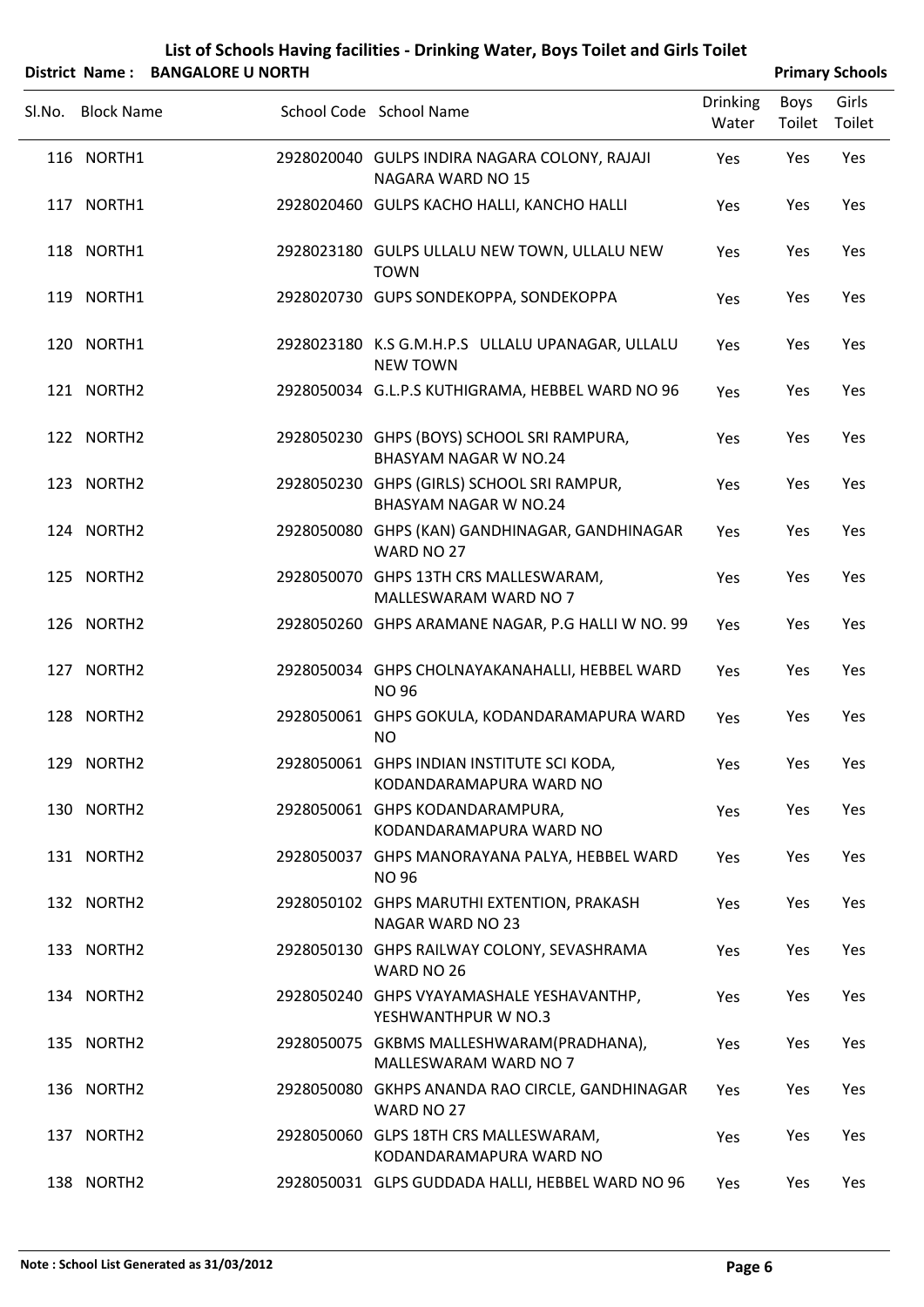# List of Schools Having facilities - Drinking Water, Boys Toilet and Girls Toilet

**District Name : BANGALORE U NORTH** **Primary Schools**

| Sl.No. | Block Name | School Code | School Name | Drinking Water | Boys Toilet | Girls Toilet |
|---|---|---|---|---|---|---|
| 116 | NORTH1 | 2928020040 | GULPS INDIRA NAGARA COLONY, RAJAJI NAGARA WARD NO 15 | Yes | Yes | Yes |
| 117 | NORTH1 | 2928020460 | GULPS KACHO HALLI, KANCHO HALLI | Yes | Yes | Yes |
| 118 | NORTH1 | 2928023180 | GULPS ULLALU NEW TOWN, ULLALU NEW TOWN | Yes | Yes | Yes |
| 119 | NORTH1 | 2928020730 | GUPS SONDEKOPPA, SONDEKOPPA | Yes | Yes | Yes |
| 120 | NORTH1 | 2928023180 | K.S G.M.H.P.S ULLALU UPANAGAR, ULLALU NEW TOWN | Yes | Yes | Yes |
| 121 | NORTH2 | 2928050034 | G.L.P.S KUTHIGRAMA, HEBBEL WARD NO 96 | Yes | Yes | Yes |
| 122 | NORTH2 | 2928050230 | GHPS (BOYS) SCHOOL SRI RAMPURA, BHASYAM NAGAR W NO.24 | Yes | Yes | Yes |
| 123 | NORTH2 | 2928050230 | GHPS (GIRLS) SCHOOL SRI RAMPUR, BHASYAM NAGAR W NO.24 | Yes | Yes | Yes |
| 124 | NORTH2 | 2928050080 | GHPS (KAN) GANDHINAGAR, GANDHINAGAR WARD NO 27 | Yes | Yes | Yes |
| 125 | NORTH2 | 2928050070 | GHPS 13TH CRS MALLESWARAM, MALLESWARAM WARD NO 7 | Yes | Yes | Yes |
| 126 | NORTH2 | 2928050260 | GHPS ARAMANE NAGAR, P.G HALLI W NO. 99 | Yes | Yes | Yes |
| 127 | NORTH2 | 2928050034 | GHPS CHOLNAYAKANAHALLI, HEBBEL WARD NO 96 | Yes | Yes | Yes |
| 128 | NORTH2 | 2928050061 | GHPS GOKULA, KODANDARAMAPURA WARD NO | Yes | Yes | Yes |
| 129 | NORTH2 | 2928050061 | GHPS INDIAN INSTITUTE SCI KODA, KODANDARAMAPURA WARD NO | Yes | Yes | Yes |
| 130 | NORTH2 | 2928050061 | GHPS KODANDARAMPURA, KODANDARAMAPURA WARD NO | Yes | Yes | Yes |
| 131 | NORTH2 | 2928050037 | GHPS MANORAYANA PALYA, HEBBEL WARD NO 96 | Yes | Yes | Yes |
| 132 | NORTH2 | 2928050102 | GHPS MARUTHI EXTENTION, PRAKASH NAGAR WARD NO 23 | Yes | Yes | Yes |
| 133 | NORTH2 | 2928050130 | GHPS RAILWAY COLONY, SEVASHRAMA WARD NO 26 | Yes | Yes | Yes |
| 134 | NORTH2 | 2928050240 | GHPS VYAYAMASHALE YESHAVANTHP, YESHWANTHPUR W NO.3 | Yes | Yes | Yes |
| 135 | NORTH2 | 2928050075 | GKBMS MALLESHWARAM(PRADHANA), MALLESWARAM WARD NO 7 | Yes | Yes | Yes |
| 136 | NORTH2 | 2928050080 | GKHPS ANANDA RAO CIRCLE, GANDHINAGAR WARD NO 27 | Yes | Yes | Yes |
| 137 | NORTH2 | 2928050060 | GLPS 18TH CRS MALLESWARAM, KODANDARAMAPURA WARD NO | Yes | Yes | Yes |
| 138 | NORTH2 | 2928050031 | GLPS GUDDADA HALLI, HEBBEL WARD NO 96 | Yes | Yes | Yes |

**Note : School List Generated as 31/03/2012**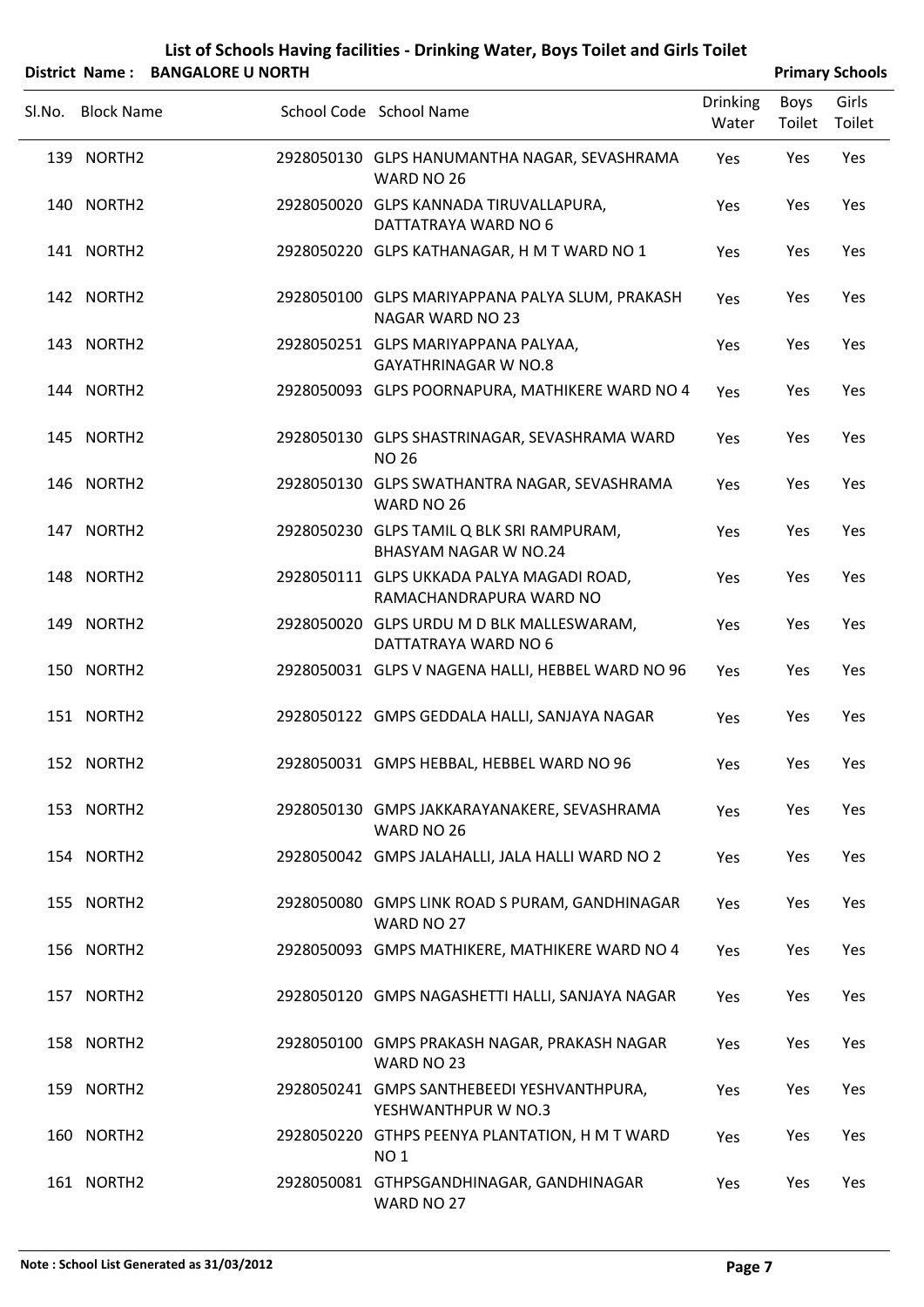# List of Schools Having facilities - Drinking Water, Boys Toilet and Girls Toilet

**District Name : BANGALORE U NORTH** **Primary Schools**

| Sl.No. | Block Name | School Code | School Name | Drinking Water | Boys Toilet | Girls Toilet |
|---|---|---|---|---|---|---|
| 139 | NORTH2 | 2928050130 | GLPS HANUMANTHA NAGAR, SEVASHRAMA WARD NO 26 | Yes | Yes | Yes |
| 140 | NORTH2 | 2928050020 | GLPS KANNADA TIRUVALLAPURA, DATTATRAYA WARD NO 6 | Yes | Yes | Yes |
| 141 | NORTH2 | 2928050220 | GLPS KATHANAGAR, H M T WARD NO 1 | Yes | Yes | Yes |
| 142 | NORTH2 | 2928050100 | GLPS MARIYAPPANA PALYA SLUM, PRAKASH NAGAR WARD NO 23 | Yes | Yes | Yes |
| 143 | NORTH2 | 2928050251 | GLPS MARIYAPPANA PALYAA, GAYATHRINAGAR W NO.8 | Yes | Yes | Yes |
| 144 | NORTH2 | 2928050093 | GLPS POORNAPURA, MATHIKERE WARD NO 4 | Yes | Yes | Yes |
| 145 | NORTH2 | 2928050130 | GLPS SHASTRINAGAR, SEVASHRAMA WARD NO 26 | Yes | Yes | Yes |
| 146 | NORTH2 | 2928050130 | GLPS SWATHANTRA NAGAR, SEVASHRAMA WARD NO 26 | Yes | Yes | Yes |
| 147 | NORTH2 | 2928050230 | GLPS TAMIL Q BLK SRI RAMPURAM, BHASYAM NAGAR W NO.24 | Yes | Yes | Yes |
| 148 | NORTH2 | 2928050111 | GLPS UKKADA PALYA MAGADI ROAD, RAMACHANDRAPURA WARD NO | Yes | Yes | Yes |
| 149 | NORTH2 | 2928050020 | GLPS URDU M D BLK MALLESWARAM, DATTATRAYA WARD NO 6 | Yes | Yes | Yes |
| 150 | NORTH2 | 2928050031 | GLPS V NAGENA HALLI, HEBBEL WARD NO 96 | Yes | Yes | Yes |
| 151 | NORTH2 | 2928050122 | GMPS GEDDALA HALLI, SANJAYA NAGAR | Yes | Yes | Yes |
| 152 | NORTH2 | 2928050031 | GMPS HEBBAL, HEBBEL WARD NO 96 | Yes | Yes | Yes |
| 153 | NORTH2 | 2928050130 | GMPS JAKKARAYANAKERE, SEVASHRAMA WARD NO 26 | Yes | Yes | Yes |
| 154 | NORTH2 | 2928050042 | GMPS JALAHALLI, JALA HALLI WARD NO 2 | Yes | Yes | Yes |
| 155 | NORTH2 | 2928050080 | GMPS LINK ROAD S PURAM, GANDHINAGAR WARD NO 27 | Yes | Yes | Yes |
| 156 | NORTH2 | 2928050093 | GMPS MATHIKERE, MATHIKERE WARD NO 4 | Yes | Yes | Yes |
| 157 | NORTH2 | 2928050120 | GMPS NAGASHETTI HALLI, SANJAYA NAGAR | Yes | Yes | Yes |
| 158 | NORTH2 | 2928050100 | GMPS PRAKASH NAGAR, PRAKASH NAGAR WARD NO 23 | Yes | Yes | Yes |
| 159 | NORTH2 | 2928050241 | GMPS SANTHEBEEDI YESHVANTHPURA, YESHWANTHPUR W NO.3 | Yes | Yes | Yes |
| 160 | NORTH2 | 2928050220 | GTHPS PEENYA PLANTATION, H M T WARD NO 1 | Yes | Yes | Yes |
| 161 | NORTH2 | 2928050081 | GTHPSGANDHINAGAR, GANDHINAGAR WARD NO 27 | Yes | Yes | Yes |

**Note : School List Generated as 31/03/2012**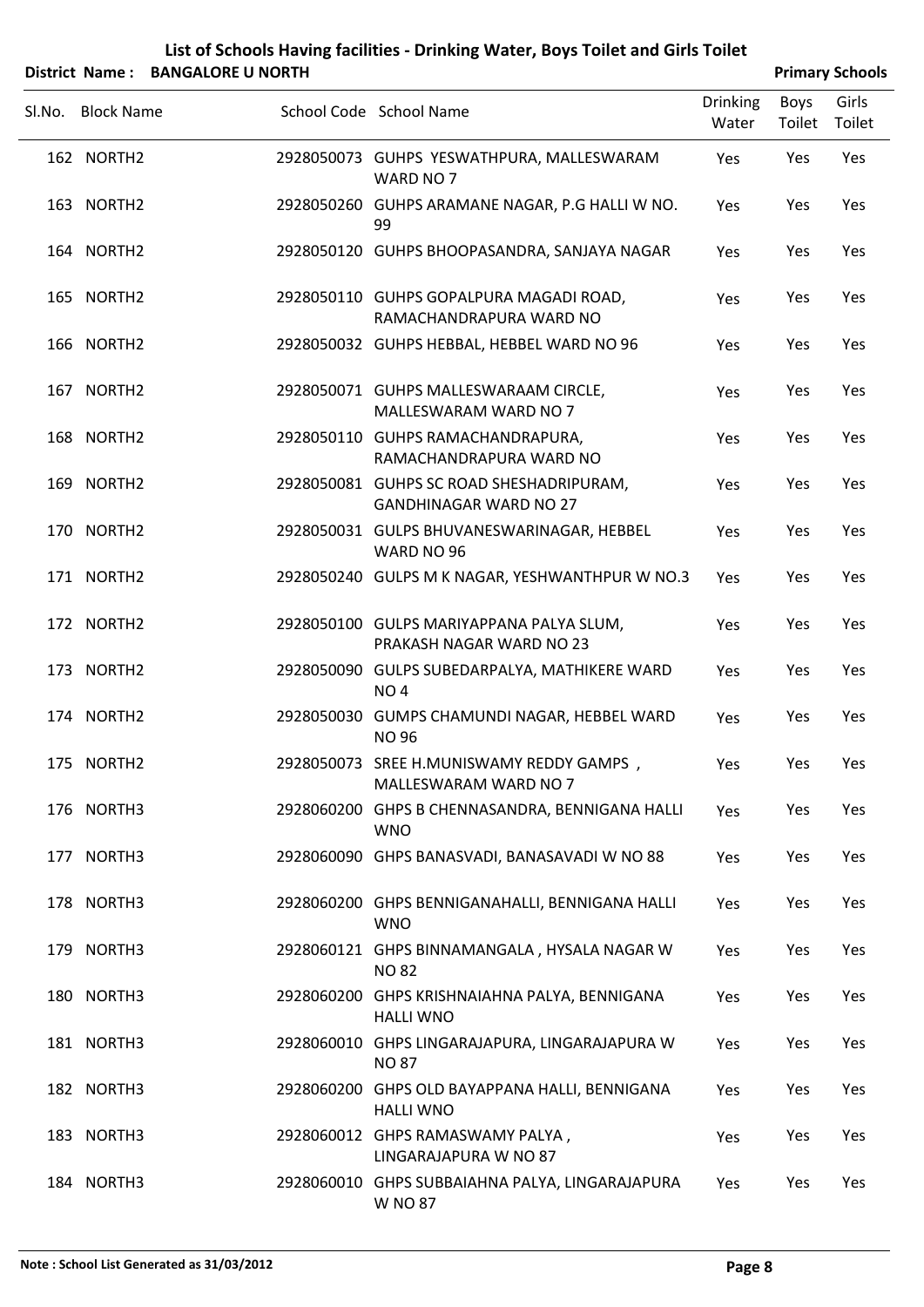# List of Schools Having facilities - Drinking Water, Boys Toilet and Girls Toilet

**District Name : BANGALORE U NORTH** | **Primary Schools**

| Sl.No. | Block Name | School Code | School Name | Drinking Water | Boys Toilet | Girls Toilet |
|---|---|---|---|---|---|---|
| 162 | NORTH2 | 2928050073 | GUHPS YESWATHPURA, MALLESWARAM WARD NO 7 | Yes | Yes | Yes |
| 163 | NORTH2 | 2928050260 | GUHPS ARAMANE NAGAR, P.G HALLI W NO. 99 | Yes | Yes | Yes |
| 164 | NORTH2 | 2928050120 | GUHPS BHOOPASANDRA, SANJAYA NAGAR | Yes | Yes | Yes |
| 165 | NORTH2 | 2928050110 | GUHPS GOPALPURA MAGADI ROAD, RAMACHANDRAPURA WARD NO | Yes | Yes | Yes |
| 166 | NORTH2 | 2928050032 | GUHPS HEBBAL, HEBBEL WARD NO 96 | Yes | Yes | Yes |
| 167 | NORTH2 | 2928050071 | GUHPS MALLESWARAAM CIRCLE, MALLESWARAM WARD NO 7 | Yes | Yes | Yes |
| 168 | NORTH2 | 2928050110 | GUHPS RAMACHANDRAPURA, RAMACHANDRAPURA WARD NO | Yes | Yes | Yes |
| 169 | NORTH2 | 2928050081 | GUHPS SC ROAD SHESHADRIPURAM, GANDHINAGAR WARD NO 27 | Yes | Yes | Yes |
| 170 | NORTH2 | 2928050031 | GULPS BHUVANESWARINAGAR, HEBBEL WARD NO 96 | Yes | Yes | Yes |
| 171 | NORTH2 | 2928050240 | GULPS M K NAGAR, YESHWANTHPUR W NO.3 | Yes | Yes | Yes |
| 172 | NORTH2 | 2928050100 | GULPS MARIYAPPANA PALYA SLUM, PRAKASH NAGAR WARD NO 23 | Yes | Yes | Yes |
| 173 | NORTH2 | 2928050090 | GULPS SUBEDARPALYA, MATHIKERE WARD NO 4 | Yes | Yes | Yes |
| 174 | NORTH2 | 2928050030 | GUMPS CHAMUNDI NAGAR, HEBBEL WARD NO 96 | Yes | Yes | Yes |
| 175 | NORTH2 | 2928050073 | SREE H.MUNISWAMY REDDY GAMPS , MALLESWARAM WARD NO 7 | Yes | Yes | Yes |
| 176 | NORTH3 | 2928060200 | GHPS B CHENNASANDRA, BENNIGANA HALLI WNO | Yes | Yes | Yes |
| 177 | NORTH3 | 2928060090 | GHPS BANASVADI, BANASAVADI W NO 88 | Yes | Yes | Yes |
| 178 | NORTH3 | 2928060200 | GHPS BENNIGANAHALLI, BENNIGANA HALLI WNO | Yes | Yes | Yes |
| 179 | NORTH3 | 2928060121 | GHPS BINNAMANGALA , HYSALA NAGAR W NO 82 | Yes | Yes | Yes |
| 180 | NORTH3 | 2928060200 | GHPS KRISHNAIAHNA PALYA, BENNIGANA HALLI WNO | Yes | Yes | Yes |
| 181 | NORTH3 | 2928060010 | GHPS LINGARAJAPURA, LINGARAJAPURA W NO 87 | Yes | Yes | Yes |
| 182 | NORTH3 | 2928060200 | GHPS OLD BAYAPPANA HALLI, BENNIGANA HALLI WNO | Yes | Yes | Yes |
| 183 | NORTH3 | 2928060012 | GHPS RAMASWAMY PALYA , LINGARAJAPURA W NO 87 | Yes | Yes | Yes |
| 184 | NORTH3 | 2928060010 | GHPS SUBBAIAHNA PALYA, LINGARAJAPURA W NO 87 | Yes | Yes | Yes |

**Note : School List Generated as 31/03/2012**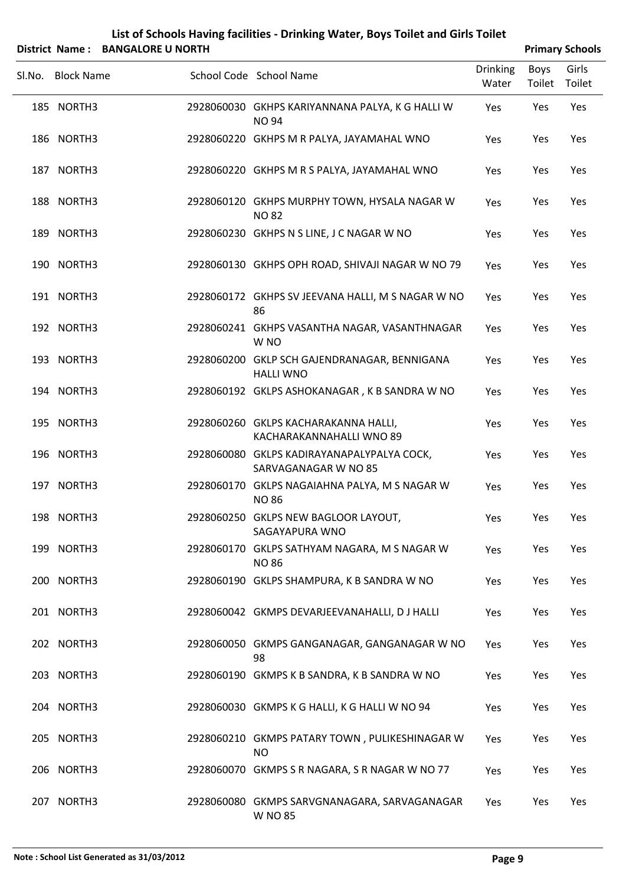# List of Schools Having facilities - Drinking Water, Boys Toilet and Girls Toilet

**District Name : BANGALORE U NORTH** **Primary Schools**

| Sl.No. | Block Name | School Code | School Name | Drinking Water | Boys Toilet | Girls Toilet |
|---|---|---|---|---|---|---|
| 185 | NORTH3 | 2928060030 | GKHPS KARIYANNANA PALYA, K G HALLI W NO 94 | Yes | Yes | Yes |
| 186 | NORTH3 | 2928060220 | GKHPS M R PALYA, JAYAMAHAL WNO | Yes | Yes | Yes |
| 187 | NORTH3 | 2928060220 | GKHPS M R S PALYA, JAYAMAHAL WNO | Yes | Yes | Yes |
| 188 | NORTH3 | 2928060120 | GKHPS MURPHY TOWN, HYSALA NAGAR W NO 82 | Yes | Yes | Yes |
| 189 | NORTH3 | 2928060230 | GKHPS N S LINE, J C NAGAR W NO | Yes | Yes | Yes |
| 190 | NORTH3 | 2928060130 | GKHPS OPH ROAD, SHIVAJI NAGAR W NO 79 | Yes | Yes | Yes |
| 191 | NORTH3 | 2928060172 | GKHPS SV JEEVANA HALLI, M S NAGAR W NO 86 | Yes | Yes | Yes |
| 192 | NORTH3 | 2928060241 | GKHPS VASANTHA NAGAR, VASANTHNAGAR W NO | Yes | Yes | Yes |
| 193 | NORTH3 | 2928060200 | GKLP SCH GAJENDRANAGAR, BENNIGANA HALLI WNO | Yes | Yes | Yes |
| 194 | NORTH3 | 2928060192 | GKLPS ASHOKANAGAR , K B SANDRA W NO | Yes | Yes | Yes |
| 195 | NORTH3 | 2928060260 | GKLPS KACHARAKANNA HALLI, KACHARAKANNAHALLI WNO 89 | Yes | Yes | Yes |
| 196 | NORTH3 | 2928060080 | GKLPS KADIRAYANAPALYPALYA COCK, SARVAGANAGAR W NO 85 | Yes | Yes | Yes |
| 197 | NORTH3 | 2928060170 | GKLPS NAGAIAHNA PALYA, M S NAGAR W NO 86 | Yes | Yes | Yes |
| 198 | NORTH3 | 2928060250 | GKLPS NEW BAGLOOR LAYOUT, SAGAYAPURA WNO | Yes | Yes | Yes |
| 199 | NORTH3 | 2928060170 | GKLPS SATHYAM NAGARA, M S NAGAR W NO 86 | Yes | Yes | Yes |
| 200 | NORTH3 | 2928060190 | GKLPS SHAMPURA, K B SANDRA W NO | Yes | Yes | Yes |
| 201 | NORTH3 | 2928060042 | GKMPS DEVARJEEVANAHALLI, D J HALLI | Yes | Yes | Yes |
| 202 | NORTH3 | 2928060050 | GKMPS GANGANAGAR, GANGANAGAR W NO 98 | Yes | Yes | Yes |
| 203 | NORTH3 | 2928060190 | GKMPS K B SANDRA, K B SANDRA W NO | Yes | Yes | Yes |
| 204 | NORTH3 | 2928060030 | GKMPS K G HALLI, K G HALLI W NO 94 | Yes | Yes | Yes |
| 205 | NORTH3 | 2928060210 | GKMPS PATARY TOWN , PULIKESHINAGAR W NO | Yes | Yes | Yes |
| 206 | NORTH3 | 2928060070 | GKMPS S R NAGARA, S R NAGAR W NO 77 | Yes | Yes | Yes |
| 207 | NORTH3 | 2928060080 | GKMPS SARVGNANAGARA, SARVAGANAGAR W NO 85 | Yes | Yes | Yes |

**Note : School List Generated as 31/03/2012**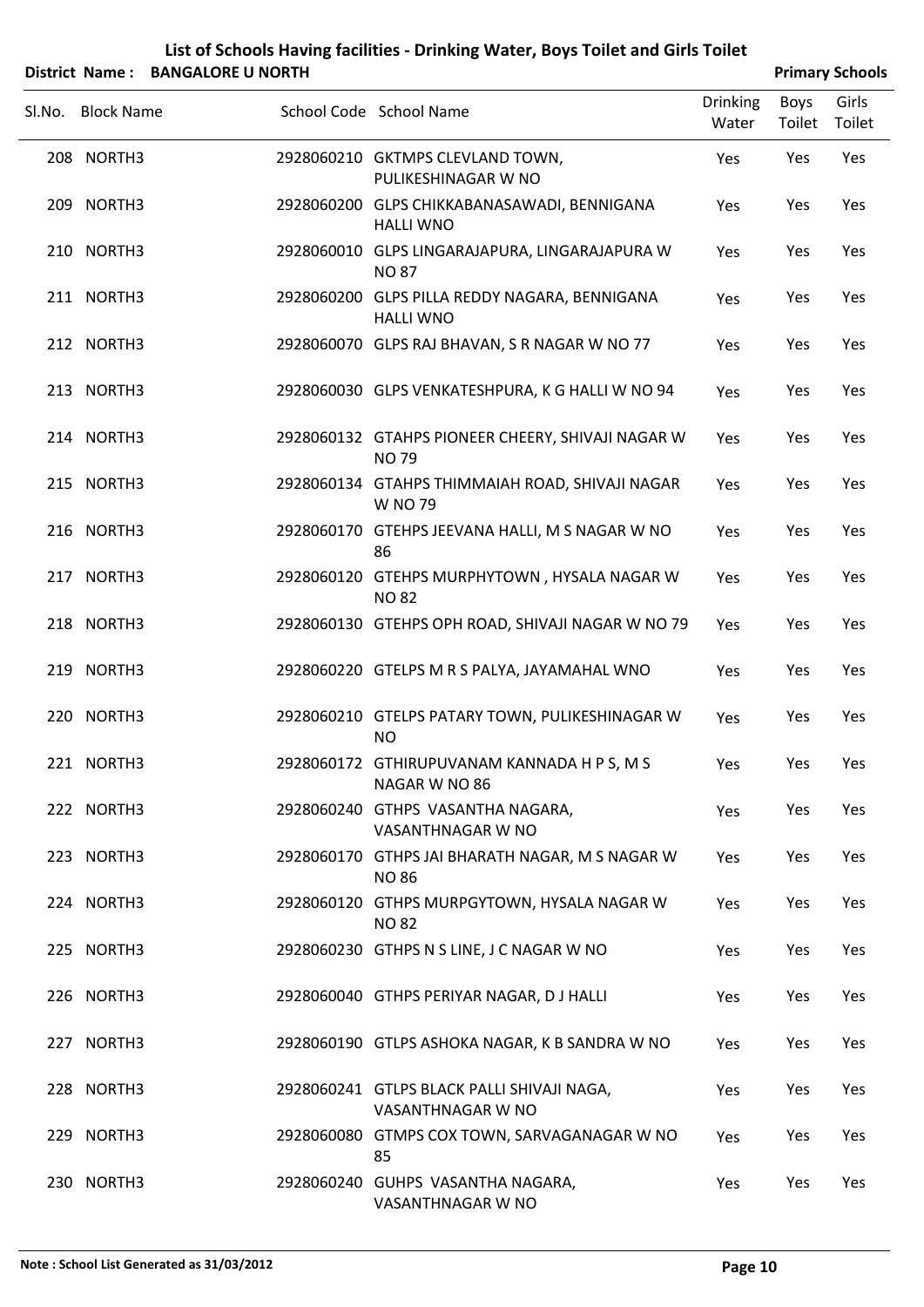# List of Schools Having facilities - Drinking Water, Boys Toilet and Girls Toilet

**District Name : BANGALORE U NORTH** **Primary Schools**

| Sl.No. | Block Name | School Code | School Name | Drinking Water | Boys Toilet | Girls Toilet |
|---|---|---|---|---|---|---|
| 208 | NORTH3 | 2928060210 | GKTMPS CLEVLAND TOWN, PULIKESHINAGAR W NO | Yes | Yes | Yes |
| 209 | NORTH3 | 2928060200 | GLPS CHIKKABANASAWADI, BENNIGANA HALLI WNO | Yes | Yes | Yes |
| 210 | NORTH3 | 2928060010 | GLPS LINGARAJAPURA, LINGARAJAPURA W NO 87 | Yes | Yes | Yes |
| 211 | NORTH3 | 2928060200 | GLPS PILLA REDDY NAGARA, BENNIGANA HALLI WNO | Yes | Yes | Yes |
| 212 | NORTH3 | 2928060070 | GLPS RAJ BHAVAN, S R NAGAR W NO 77 | Yes | Yes | Yes |
| 213 | NORTH3 | 2928060030 | GLPS VENKATESHPURA, K G HALLI W NO 94 | Yes | Yes | Yes |
| 214 | NORTH3 | 2928060132 | GTAHPS PIONEER CHEERY, SHIVAJI NAGAR W NO 79 | Yes | Yes | Yes |
| 215 | NORTH3 | 2928060134 | GTAHPS THIMMAIAH ROAD, SHIVAJI NAGAR W NO 79 | Yes | Yes | Yes |
| 216 | NORTH3 | 2928060170 | GTEHPS JEEVANA HALLI, M S NAGAR W NO 86 | Yes | Yes | Yes |
| 217 | NORTH3 | 2928060120 | GTEHPS MURPHYTOWN , HYSALA NAGAR W NO 82 | Yes | Yes | Yes |
| 218 | NORTH3 | 2928060130 | GTEHPS OPH ROAD, SHIVAJI NAGAR W NO 79 | Yes | Yes | Yes |
| 219 | NORTH3 | 2928060220 | GTELPS M R S PALYA, JAYAMAHAL WNO | Yes | Yes | Yes |
| 220 | NORTH3 | 2928060210 | GTELPS PATARY TOWN, PULIKESHINAGAR W NO | Yes | Yes | Yes |
| 221 | NORTH3 | 2928060172 | GTHIRUPUVANAM KANNADA H P S, M S NAGAR W NO 86 | Yes | Yes | Yes |
| 222 | NORTH3 | 2928060240 | GTHPS VASANTHA NAGARA, VASANTHNAGAR W NO | Yes | Yes | Yes |
| 223 | NORTH3 | 2928060170 | GTHPS JAI BHARATH NAGAR, M S NAGAR W NO 86 | Yes | Yes | Yes |
| 224 | NORTH3 | 2928060120 | GTHPS MURPGYTOWN, HYSALA NAGAR W NO 82 | Yes | Yes | Yes |
| 225 | NORTH3 | 2928060230 | GTHPS N S LINE, J C NAGAR W NO | Yes | Yes | Yes |
| 226 | NORTH3 | 2928060040 | GTHPS PERIYAR NAGAR, D J HALLI | Yes | Yes | Yes |
| 227 | NORTH3 | 2928060190 | GTLPS ASHOKA NAGAR, K B SANDRA W NO | Yes | Yes | Yes |
| 228 | NORTH3 | 2928060241 | GTLPS BLACK PALLI SHIVAJI NAGA, VASANTHNAGAR W NO | Yes | Yes | Yes |
| 229 | NORTH3 | 2928060080 | GTMPS COX TOWN, SARVAGANAGAR W NO 85 | Yes | Yes | Yes |
| 230 | NORTH3 | 2928060240 | GUHPS VASANTHA NAGARA, VASANTHNAGAR W NO | Yes | Yes | Yes |

**Note : School List Generated as 31/03/2012**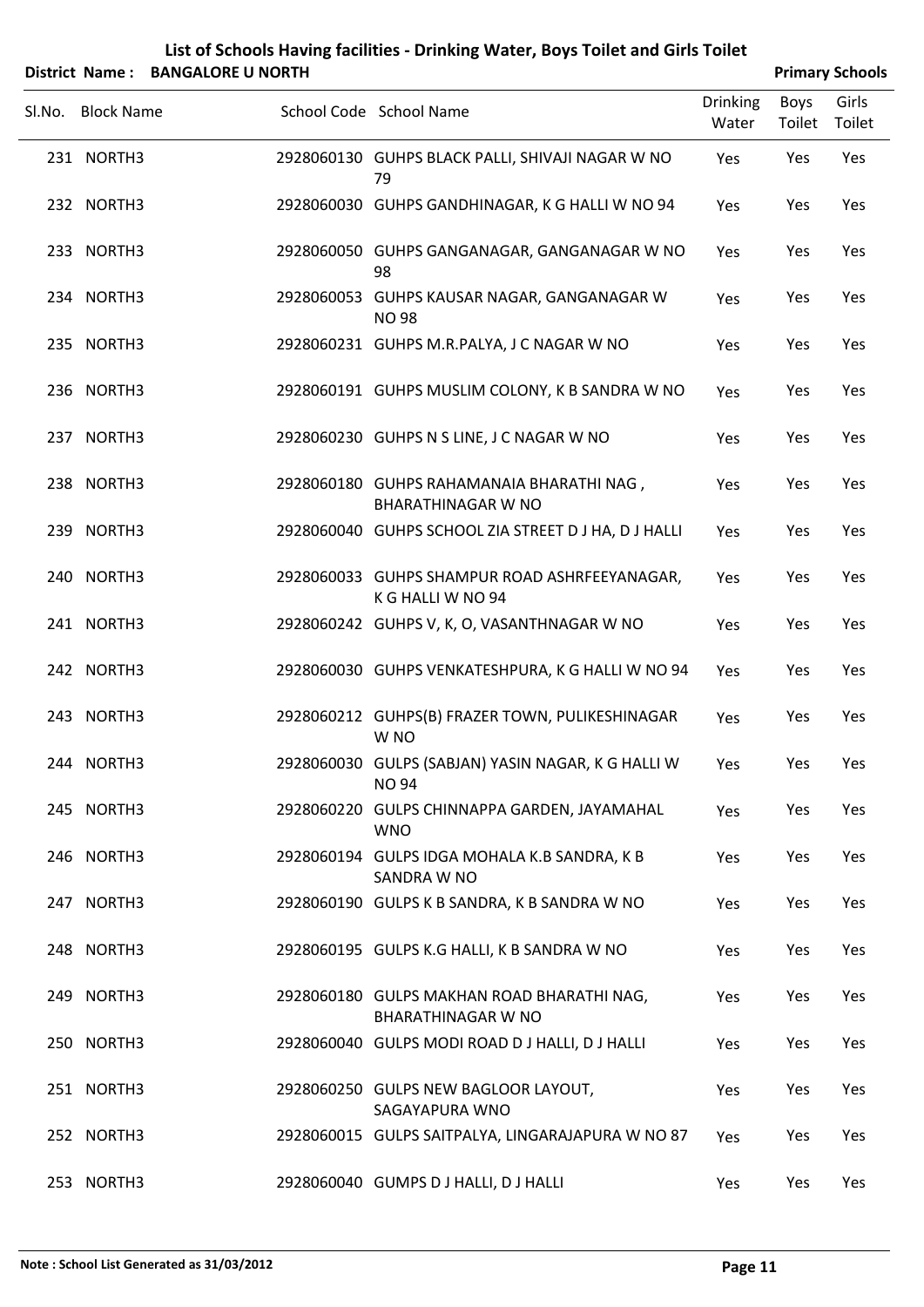# List of Schools Having facilities - Drinking Water, Boys Toilet and Girls Toilet

**District Name : BANGALORE U NORTH** **Primary Schools**

| Sl.No. | Block Name | School Code | School Name | Drinking Water | Boys Toilet | Girls Toilet |
|---|---|---|---|---|---|---|
| 231 | NORTH3 | 2928060130 | GUHPS BLACK PALLI, SHIVAJI NAGAR W NO 79 | Yes | Yes | Yes |
| 232 | NORTH3 | 2928060030 | GUHPS GANDHINAGAR, K G HALLI W NO 94 | Yes | Yes | Yes |
| 233 | NORTH3 | 2928060050 | GUHPS GANGANAGAR, GANGANAGAR W NO 98 | Yes | Yes | Yes |
| 234 | NORTH3 | 2928060053 | GUHPS KAUSAR NAGAR, GANGANAGAR W NO 98 | Yes | Yes | Yes |
| 235 | NORTH3 | 2928060231 | GUHPS M.R.PALYA, J C NAGAR W NO | Yes | Yes | Yes |
| 236 | NORTH3 | 2928060191 | GUHPS MUSLIM COLONY, K B SANDRA W NO | Yes | Yes | Yes |
| 237 | NORTH3 | 2928060230 | GUHPS N S LINE, J C NAGAR W NO | Yes | Yes | Yes |
| 238 | NORTH3 | 2928060180 | GUHPS RAHAMANAIA BHARATHI NAG , BHARATHINAGAR W NO | Yes | Yes | Yes |
| 239 | NORTH3 | 2928060040 | GUHPS SCHOOL ZIA STREET D J HA, D J HALLI | Yes | Yes | Yes |
| 240 | NORTH3 | 2928060033 | GUHPS SHAMPUR ROAD ASHRFEEYANAGAR, K G HALLI W NO 94 | Yes | Yes | Yes |
| 241 | NORTH3 | 2928060242 | GUHPS V, K, O, VASANTHNAGAR W NO | Yes | Yes | Yes |
| 242 | NORTH3 | 2928060030 | GUHPS VENKATESHPURA, K G HALLI W NO 94 | Yes | Yes | Yes |
| 243 | NORTH3 | 2928060212 | GUHPS(B) FRAZER TOWN, PULIKESHINAGAR W NO | Yes | Yes | Yes |
| 244 | NORTH3 | 2928060030 | GULPS (SABJAN) YASIN NAGAR, K G HALLI W NO 94 | Yes | Yes | Yes |
| 245 | NORTH3 | 2928060220 | GULPS CHINNAPPA GARDEN, JAYAMAHAL WNO | Yes | Yes | Yes |
| 246 | NORTH3 | 2928060194 | GULPS IDGA MOHALA K.B SANDRA, K B SANDRA W NO | Yes | Yes | Yes |
| 247 | NORTH3 | 2928060190 | GULPS K B SANDRA, K B SANDRA W NO | Yes | Yes | Yes |
| 248 | NORTH3 | 2928060195 | GULPS K.G HALLI, K B SANDRA W NO | Yes | Yes | Yes |
| 249 | NORTH3 | 2928060180 | GULPS MAKHAN ROAD BHARATHI NAG, BHARATHINAGAR W NO | Yes | Yes | Yes |
| 250 | NORTH3 | 2928060040 | GULPS MODI ROAD D J HALLI, D J HALLI | Yes | Yes | Yes |
| 251 | NORTH3 | 2928060250 | GULPS NEW BAGLOOR LAYOUT, SAGAYAPURA WNO | Yes | Yes | Yes |
| 252 | NORTH3 | 2928060015 | GULPS SAITPALYA, LINGARAJAPURA W NO 87 | Yes | Yes | Yes |
| 253 | NORTH3 | 2928060040 | GUMPS D J HALLI, D J HALLI | Yes | Yes | Yes |

**Note : School List Generated as 31/03/2012**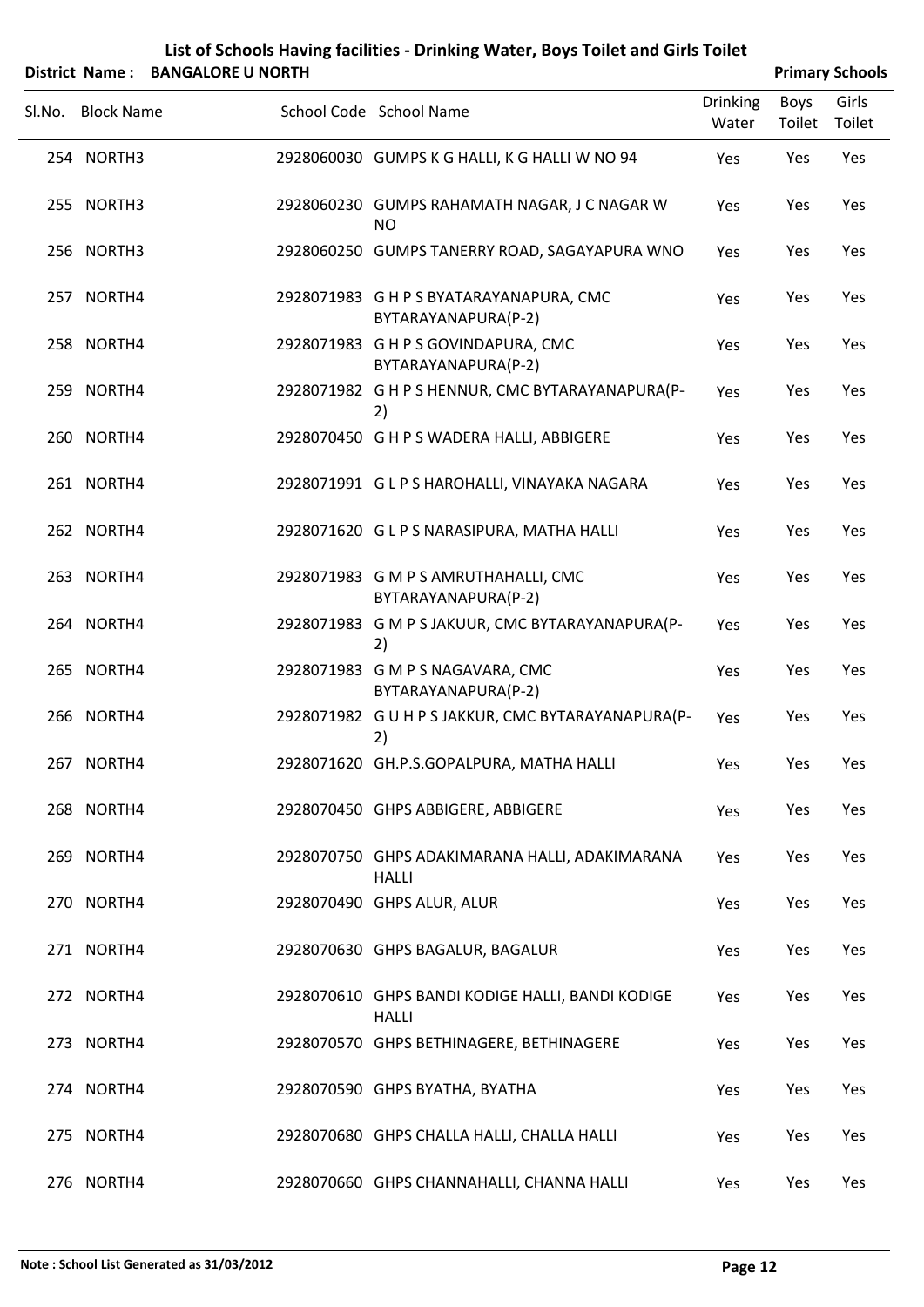# List of Schools Having facilities - Drinking Water, Boys Toilet and Girls Toilet

**District Name : BANGALORE U NORTH** **Primary Schools**

| Sl.No. | Block Name | School Code | School Name | Drinking Water | Boys Toilet | Girls Toilet |
|---|---|---|---|---|---|---|
| 254 | NORTH3 | 2928060030 | GUMPS K G HALLI, K G HALLI W NO 94 | Yes | Yes | Yes |
| 255 | NORTH3 | 2928060230 | GUMPS RAHAMATH NAGAR, J C NAGAR W NO | Yes | Yes | Yes |
| 256 | NORTH3 | 2928060250 | GUMPS TANERRY ROAD, SAGAYAPURA WNO | Yes | Yes | Yes |
| 257 | NORTH4 | 2928071983 | G H P S BYATARAYANAPURA, CMC BYTARAYANAPURA(P-2) | Yes | Yes | Yes |
| 258 | NORTH4 | 2928071983 | G H P S GOVINDAPURA, CMC BYTARAYANAPURA(P-2) | Yes | Yes | Yes |
| 259 | NORTH4 | 2928071982 | G H P S HENNUR, CMC BYTARAYANAPURA(P-2) | Yes | Yes | Yes |
| 260 | NORTH4 | 2928070450 | G H P S WADERA HALLI, ABBIGERE | Yes | Yes | Yes |
| 261 | NORTH4 | 2928071991 | G L P S HAROHALLI, VINAYAKA NAGARA | Yes | Yes | Yes |
| 262 | NORTH4 | 2928071620 | G L P S NARASIPURA, MATHA HALLI | Yes | Yes | Yes |
| 263 | NORTH4 | 2928071983 | G M P S AMRUTHAHALLI, CMC BYTARAYANAPURA(P-2) | Yes | Yes | Yes |
| 264 | NORTH4 | 2928071983 | G M P S JAKUUR, CMC BYTARAYANAPURA(P-2) | Yes | Yes | Yes |
| 265 | NORTH4 | 2928071983 | G M P S NAGAVARA, CMC BYTARAYANAPURA(P-2) | Yes | Yes | Yes |
| 266 | NORTH4 | 2928071982 | G U H P S JAKKUR, CMC BYTARAYANAPURA(P-2) | Yes | Yes | Yes |
| 267 | NORTH4 | 2928071620 | GH.P.S.GOPALPURA, MATHA HALLI | Yes | Yes | Yes |
| 268 | NORTH4 | 2928070450 | GHPS ABBIGERE, ABBIGERE | Yes | Yes | Yes |
| 269 | NORTH4 | 2928070750 | GHPS ADAKIMARANA HALLI, ADAKIMARANA HALLI | Yes | Yes | Yes |
| 270 | NORTH4 | 2928070490 | GHPS ALUR, ALUR | Yes | Yes | Yes |
| 271 | NORTH4 | 2928070630 | GHPS BAGALUR, BAGALUR | Yes | Yes | Yes |
| 272 | NORTH4 | 2928070610 | GHPS BANDI KODIGE HALLI, BANDI KODIGE HALLI | Yes | Yes | Yes |
| 273 | NORTH4 | 2928070570 | GHPS BETHINAGERE, BETHINAGERE | Yes | Yes | Yes |
| 274 | NORTH4 | 2928070590 | GHPS BYATHA, BYATHA | Yes | Yes | Yes |
| 275 | NORTH4 | 2928070680 | GHPS CHALLA HALLI, CHALLA HALLI | Yes | Yes | Yes |
| 276 | NORTH4 | 2928070660 | GHPS CHANNAHALLI, CHANNA HALLI | Yes | Yes | Yes |

**Note : School List Generated as 31/03/2012**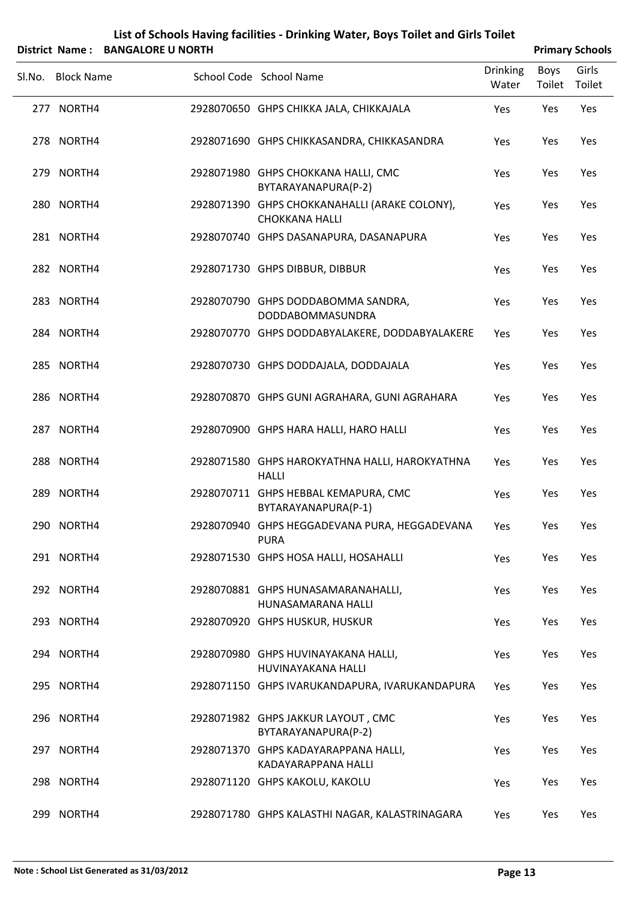# List of Schools Having facilities - Drinking Water, Boys Toilet and Girls Toilet

**District Name : BANGALORE U NORTH** **Primary Schools**

| Sl.No. | Block Name | School Code | School Name | Drinking Water | Boys Toilet | Girls Toilet |
|---|---|---|---|---|---|---|
| 277 | NORTH4 | 2928070650 | GHPS CHIKKA JALA, CHIKKAJALA | Yes | Yes | Yes |
| 278 | NORTH4 | 2928071690 | GHPS CHIKKASANDRA, CHIKKASANDRA | Yes | Yes | Yes |
| 279 | NORTH4 | 2928071980 | GHPS CHOKKANA HALLI, CMC BYTARAYANAPURA(P-2) | Yes | Yes | Yes |
| 280 | NORTH4 | 2928071390 | GHPS CHOKKANAHALLI (ARAKE COLONY), CHOKKANA HALLI | Yes | Yes | Yes |
| 281 | NORTH4 | 2928070740 | GHPS DASANAPURA, DASANAPURA | Yes | Yes | Yes |
| 282 | NORTH4 | 2928071730 | GHPS DIBBUR, DIBBUR | Yes | Yes | Yes |
| 283 | NORTH4 | 2928070790 | GHPS DODDABOMMA SANDRA, DODDABOMMASUNDRA | Yes | Yes | Yes |
| 284 | NORTH4 | 2928070770 | GHPS DODDABYALAKERE, DODDABYALAKERE | Yes | Yes | Yes |
| 285 | NORTH4 | 2928070730 | GHPS DODDAJALA, DODDAJALA | Yes | Yes | Yes |
| 286 | NORTH4 | 2928070870 | GHPS GUNI AGRAHARA, GUNI AGRAHARA | Yes | Yes | Yes |
| 287 | NORTH4 | 2928070900 | GHPS HARA HALLI, HARO HALLI | Yes | Yes | Yes |
| 288 | NORTH4 | 2928071580 | GHPS HAROKYATHNA HALLI, HAROKYATHNA HALLI | Yes | Yes | Yes |
| 289 | NORTH4 | 2928070711 | GHPS HEBBAL KEMAPURA, CMC BYTARAYANAPURA(P-1) | Yes | Yes | Yes |
| 290 | NORTH4 | 2928070940 | GHPS HEGGADEVANA PURA, HEGGADEVANA PURA | Yes | Yes | Yes |
| 291 | NORTH4 | 2928071530 | GHPS HOSA HALLI, HOSAHALLI | Yes | Yes | Yes |
| 292 | NORTH4 | 2928070881 | GHPS HUNASAMARANAHALLI, HUNASAMARANA HALLI | Yes | Yes | Yes |
| 293 | NORTH4 | 2928070920 | GHPS HUSKUR, HUSKUR | Yes | Yes | Yes |
| 294 | NORTH4 | 2928070980 | GHPS HUVINAYAKANA HALLI, HUVINAYAKANA HALLI | Yes | Yes | Yes |
| 295 | NORTH4 | 2928071150 | GHPS IVARUKANDAPURA, IVARUKANDAPURA | Yes | Yes | Yes |
| 296 | NORTH4 | 2928071982 | GHPS JAKKUR LAYOUT , CMC BYTARAYANAPURA(P-2) | Yes | Yes | Yes |
| 297 | NORTH4 | 2928071370 | GHPS KADAYARAPPANA HALLI, KADAYARAPPANA HALLI | Yes | Yes | Yes |
| 298 | NORTH4 | 2928071120 | GHPS KAKOLU, KAKOLU | Yes | Yes | Yes |
| 299 | NORTH4 | 2928071780 | GHPS KALASTHI NAGAR, KALASTRINAGARA | Yes | Yes | Yes |

**Note : School List Generated as 31/03/2012**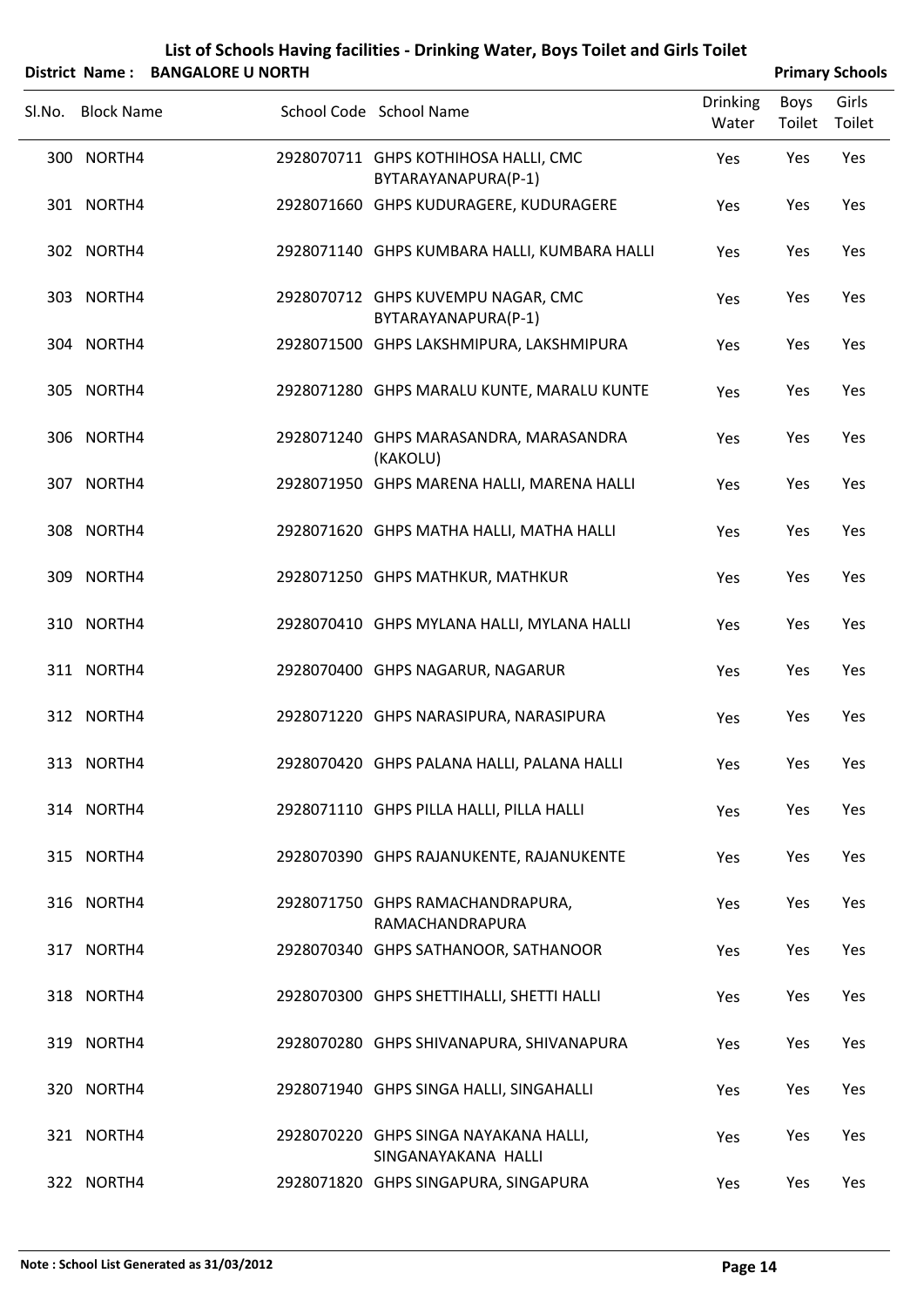# List of Schools Having facilities - Drinking Water, Boys Toilet and Girls Toilet

**District Name : BANGALORE U NORTH** — **Primary Schools**

| Sl.No. | Block Name | School Code | School Name | Drinking Water | Boys Toilet | Girls Toilet |
|---|---|---|---|---|---|---|
| 300 | NORTH4 | 2928070711 | GHPS KOTHIHOSA HALLI, CMC BYTARAYANAPURA(P-1) | Yes | Yes | Yes |
| 301 | NORTH4 | 2928071660 | GHPS KUDURAGERE, KUDURAGERE | Yes | Yes | Yes |
| 302 | NORTH4 | 2928071140 | GHPS KUMBARA HALLI, KUMBARA HALLI | Yes | Yes | Yes |
| 303 | NORTH4 | 2928070712 | GHPS KUVEMPU NAGAR, CMC BYTARAYANAPURA(P-1) | Yes | Yes | Yes |
| 304 | NORTH4 | 2928071500 | GHPS LAKSHMIPURA, LAKSHMIPURA | Yes | Yes | Yes |
| 305 | NORTH4 | 2928071280 | GHPS MARALU KUNTE, MARALU KUNTE | Yes | Yes | Yes |
| 306 | NORTH4 | 2928071240 | GHPS MARASANDRA, MARASANDRA (KAKOLU) | Yes | Yes | Yes |
| 307 | NORTH4 | 2928071950 | GHPS MARENA HALLI, MARENA HALLI | Yes | Yes | Yes |
| 308 | NORTH4 | 2928071620 | GHPS MATHA HALLI, MATHA HALLI | Yes | Yes | Yes |
| 309 | NORTH4 | 2928071250 | GHPS MATHKUR, MATHKUR | Yes | Yes | Yes |
| 310 | NORTH4 | 2928070410 | GHPS MYLANA HALLI, MYLANA HALLI | Yes | Yes | Yes |
| 311 | NORTH4 | 2928070400 | GHPS NAGARUR, NAGARUR | Yes | Yes | Yes |
| 312 | NORTH4 | 2928071220 | GHPS NARASIPURA, NARASIPURA | Yes | Yes | Yes |
| 313 | NORTH4 | 2928070420 | GHPS PALANA HALLI, PALANA HALLI | Yes | Yes | Yes |
| 314 | NORTH4 | 2928071110 | GHPS PILLA HALLI, PILLA HALLI | Yes | Yes | Yes |
| 315 | NORTH4 | 2928070390 | GHPS RAJANUKENTE, RAJANUKENTE | Yes | Yes | Yes |
| 316 | NORTH4 | 2928071750 | GHPS RAMACHANDRAPURA, RAMACHANDRAPURA | Yes | Yes | Yes |
| 317 | NORTH4 | 2928070340 | GHPS SATHANOOR, SATHANOOR | Yes | Yes | Yes |
| 318 | NORTH4 | 2928070300 | GHPS SHETTIHALLI, SHETTI HALLI | Yes | Yes | Yes |
| 319 | NORTH4 | 2928070280 | GHPS SHIVANAPURA, SHIVANAPURA | Yes | Yes | Yes |
| 320 | NORTH4 | 2928071940 | GHPS SINGA HALLI, SINGAHALLI | Yes | Yes | Yes |
| 321 | NORTH4 | 2928070220 | GHPS SINGA NAYAKANA HALLI, SINGANAYAKANA HALLI | Yes | Yes | Yes |
| 322 | NORTH4 | 2928071820 | GHPS SINGAPURA, SINGAPURA | Yes | Yes | Yes |

**Note : School List Generated as 31/03/2012**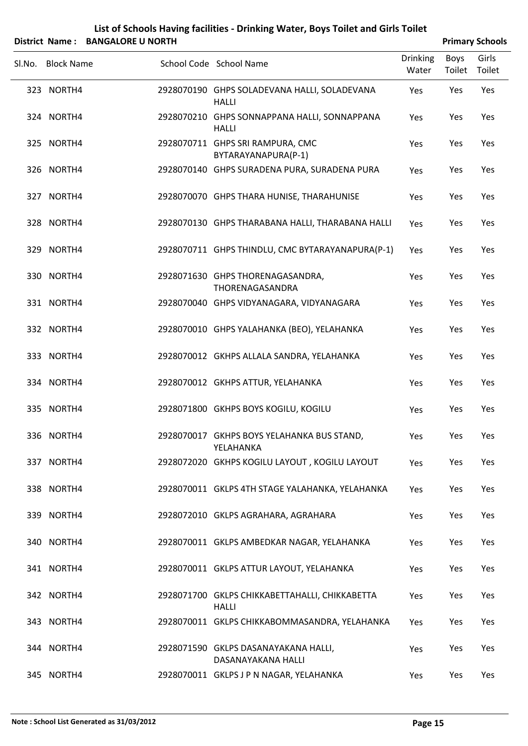# List of Schools Having facilities - Drinking Water, Boys Toilet and Girls Toilet

**District Name : BANGALORE U NORTH** **Primary Schools**

| Sl.No. | Block Name | School Code | School Name | Drinking Water | Boys Toilet | Girls Toilet |
|---|---|---|---|---|---|---|
| 323 | NORTH4 | 2928070190 | GHPS SOLADEVANA HALLI, SOLADEVANA HALLI | Yes | Yes | Yes |
| 324 | NORTH4 | 2928070210 | GHPS SONNAPPANA HALLI, SONNAPPANA HALLI | Yes | Yes | Yes |
| 325 | NORTH4 | 2928070711 | GHPS SRI RAMPURA, CMC BYTARAYANAPURA(P-1) | Yes | Yes | Yes |
| 326 | NORTH4 | 2928070140 | GHPS SURADENA PURA, SURADENA PURA | Yes | Yes | Yes |
| 327 | NORTH4 | 2928070070 | GHPS THARA HUNISE, THARAHUNISE | Yes | Yes | Yes |
| 328 | NORTH4 | 2928070130 | GHPS THARABANA HALLI, THARABANA HALLI | Yes | Yes | Yes |
| 329 | NORTH4 | 2928070711 | GHPS THINDLU, CMC BYTARAYANAPURA(P-1) | Yes | Yes | Yes |
| 330 | NORTH4 | 2928071630 | GHPS THORENAGASANDRA, THORENAGASANDRA | Yes | Yes | Yes |
| 331 | NORTH4 | 2928070040 | GHPS VIDYANAGARA, VIDYANAGARA | Yes | Yes | Yes |
| 332 | NORTH4 | 2928070010 | GHPS YALAHANKA (BEO), YELAHANKA | Yes | Yes | Yes |
| 333 | NORTH4 | 2928070012 | GKHPS ALLALA SANDRA, YELAHANKA | Yes | Yes | Yes |
| 334 | NORTH4 | 2928070012 | GKHPS ATTUR, YELAHANKA | Yes | Yes | Yes |
| 335 | NORTH4 | 2928071800 | GKHPS BOYS KOGILU, KOGILU | Yes | Yes | Yes |
| 336 | NORTH4 | 2928070017 | GKHPS BOYS YELAHANKA BUS STAND, YELAHANKA | Yes | Yes | Yes |
| 337 | NORTH4 | 2928072020 | GKHPS KOGILU LAYOUT , KOGILU LAYOUT | Yes | Yes | Yes |
| 338 | NORTH4 | 2928070011 | GKLPS 4TH STAGE YALAHANKA, YELAHANKA | Yes | Yes | Yes |
| 339 | NORTH4 | 2928072010 | GKLPS AGRAHARA, AGRAHARA | Yes | Yes | Yes |
| 340 | NORTH4 | 2928070011 | GKLPS AMBEDKAR NAGAR, YELAHANKA | Yes | Yes | Yes |
| 341 | NORTH4 | 2928070011 | GKLPS ATTUR LAYOUT, YELAHANKA | Yes | Yes | Yes |
| 342 | NORTH4 | 2928071700 | GKLPS CHIKKABETTAHALLI, CHIKKABETTA HALLI | Yes | Yes | Yes |
| 343 | NORTH4 | 2928070011 | GKLPS CHIKKABOMMASANDRA, YELAHANKA | Yes | Yes | Yes |
| 344 | NORTH4 | 2928071590 | GKLPS DASANAYAKANA HALLI, DASANAYAKANA HALLI | Yes | Yes | Yes |
| 345 | NORTH4 | 2928070011 | GKLPS J P N NAGAR, YELAHANKA | Yes | Yes | Yes |

**Note : School List Generated as 31/03/2012**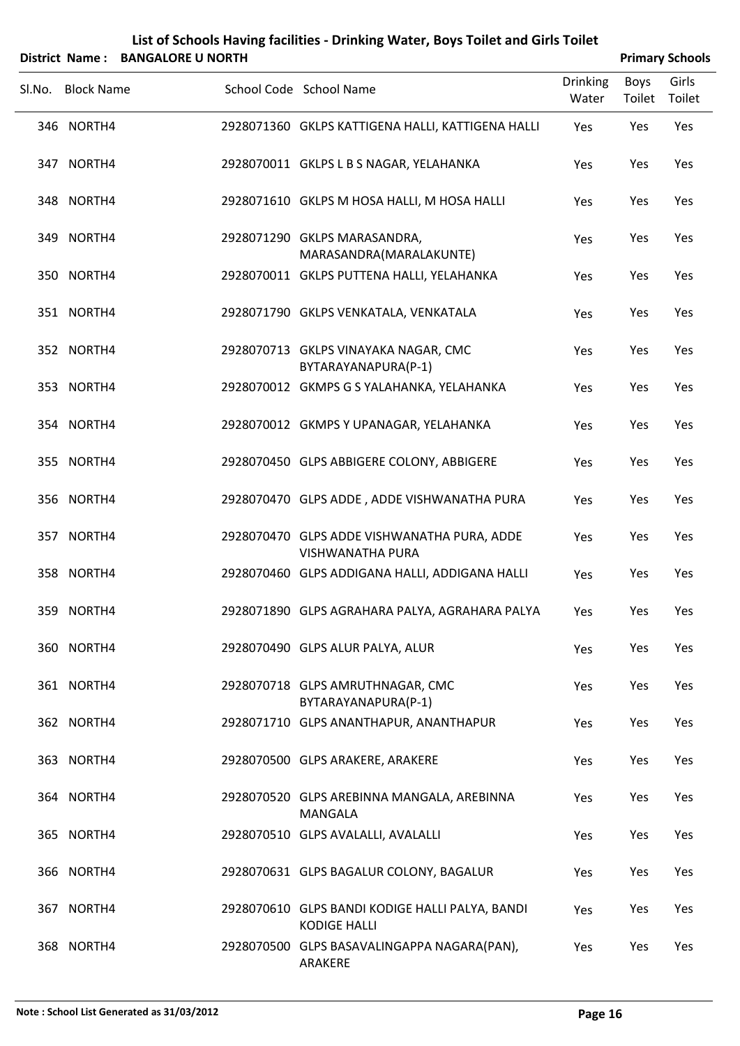# List of Schools Having facilities - Drinking Water, Boys Toilet and Girls Toilet

**District Name : BANGALORE U NORTH** **Primary Schools**

| Sl.No. | Block Name | School Code | School Name | Drinking Water | Boys Toilet | Girls Toilet |
|---|---|---|---|---|---|---|
| 346 | NORTH4 | 2928071360 | GKLPS KATTIGENA HALLI, KATTIGENA HALLI | Yes | Yes | Yes |
| 347 | NORTH4 | 2928070011 | GKLPS L B S NAGAR, YELAHANKA | Yes | Yes | Yes |
| 348 | NORTH4 | 2928071610 | GKLPS M HOSA HALLI, M HOSA HALLI | Yes | Yes | Yes |
| 349 | NORTH4 | 2928071290 | GKLPS MARASANDRA, MARASANDRA(MARALAKUNTE) | Yes | Yes | Yes |
| 350 | NORTH4 | 2928070011 | GKLPS PUTTENA HALLI, YELAHANKA | Yes | Yes | Yes |
| 351 | NORTH4 | 2928071790 | GKLPS VENKATALA, VENKATALA | Yes | Yes | Yes |
| 352 | NORTH4 | 2928070713 | GKLPS VINAYAKA NAGAR, CMC BYTARAYANAPURA(P-1) | Yes | Yes | Yes |
| 353 | NORTH4 | 2928070012 | GKMPS G S YALAHANKA, YELAHANKA | Yes | Yes | Yes |
| 354 | NORTH4 | 2928070012 | GKMPS Y UPANAGAR, YELAHANKA | Yes | Yes | Yes |
| 355 | NORTH4 | 2928070450 | GLPS ABBIGERE COLONY, ABBIGERE | Yes | Yes | Yes |
| 356 | NORTH4 | 2928070470 | GLPS ADDE , ADDE VISHWANATHA PURA | Yes | Yes | Yes |
| 357 | NORTH4 | 2928070470 | GLPS ADDE VISHWANATHA PURA, ADDE VISHWANATHA PURA | Yes | Yes | Yes |
| 358 | NORTH4 | 2928070460 | GLPS ADDIGANA HALLI, ADDIGANA HALLI | Yes | Yes | Yes |
| 359 | NORTH4 | 2928071890 | GLPS AGRAHARA PALYA, AGRAHARA PALYA | Yes | Yes | Yes |
| 360 | NORTH4 | 2928070490 | GLPS ALUR PALYA, ALUR | Yes | Yes | Yes |
| 361 | NORTH4 | 2928070718 | GLPS AMRUTHNAGAR, CMC BYTARAYANAPURA(P-1) | Yes | Yes | Yes |
| 362 | NORTH4 | 2928071710 | GLPS ANANTHAPUR, ANANTHAPUR | Yes | Yes | Yes |
| 363 | NORTH4 | 2928070500 | GLPS ARAKERE, ARAKERE | Yes | Yes | Yes |
| 364 | NORTH4 | 2928070520 | GLPS AREBINNA MANGALA, AREBINNA MANGALA | Yes | Yes | Yes |
| 365 | NORTH4 | 2928070510 | GLPS AVALALLI, AVALALLI | Yes | Yes | Yes |
| 366 | NORTH4 | 2928070631 | GLPS BAGALUR COLONY, BAGALUR | Yes | Yes | Yes |
| 367 | NORTH4 | 2928070610 | GLPS BANDI KODIGE HALLI PALYA, BANDI KODIGE HALLI | Yes | Yes | Yes |
| 368 | NORTH4 | 2928070500 | GLPS BASAVALINGAPPA NAGARA(PAN), ARAKERE | Yes | Yes | Yes |

**Note : School List Generated as 31/03/2012**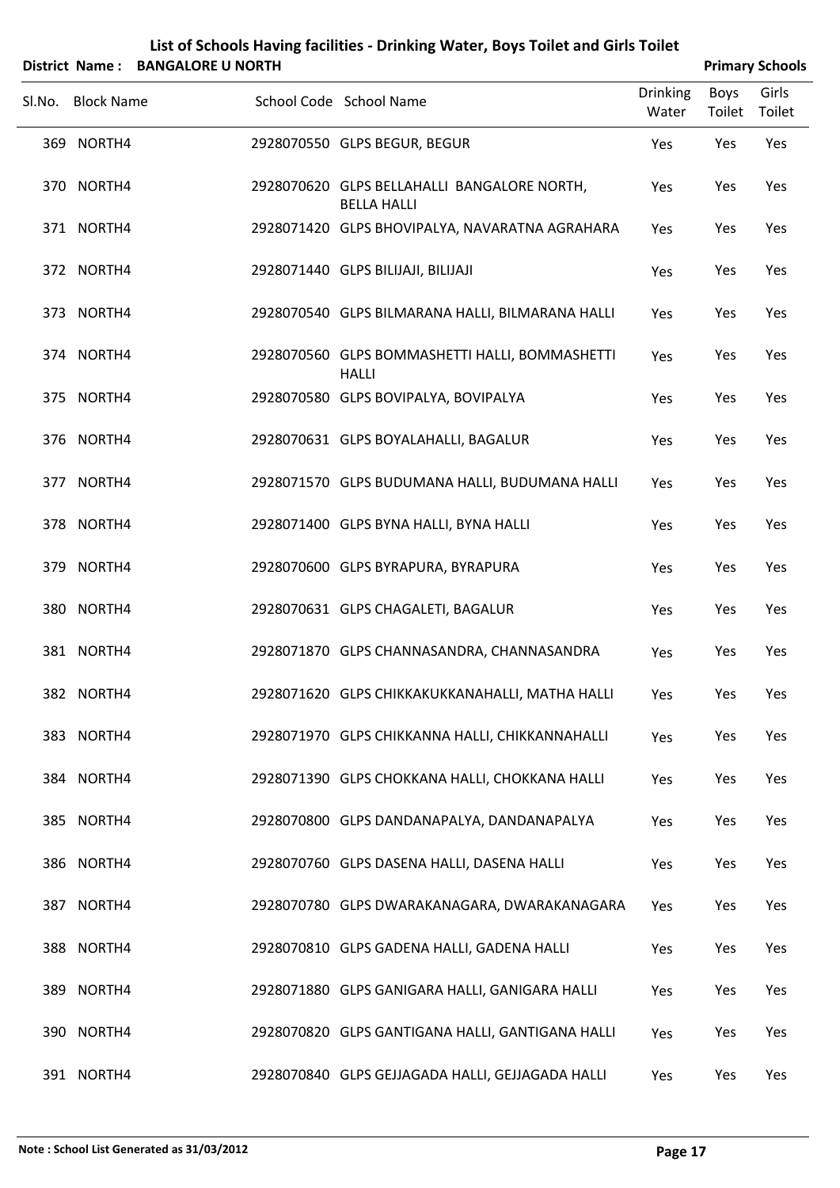# List of Schools Having facilities - Drinking Water, Boys Toilet and Girls Toilet

**District Name : BANGALORE U NORTH** **Primary Schools**

| Sl.No. | Block Name | School Code | School Name | Drinking Water | Boys Toilet | Girls Toilet |
|---|---|---|---|---|---|---|
| 369 | NORTH4 | 2928070550 | GLPS BEGUR, BEGUR | Yes | Yes | Yes |
| 370 | NORTH4 | 2928070620 | GLPS BELLAHALLI BANGALORE NORTH, BELLA HALLI | Yes | Yes | Yes |
| 371 | NORTH4 | 2928071420 | GLPS BHOVIPALYA, NAVARATNA AGRAHARA | Yes | Yes | Yes |
| 372 | NORTH4 | 2928071440 | GLPS BILIJAJI, BILIJAJI | Yes | Yes | Yes |
| 373 | NORTH4 | 2928070540 | GLPS BILMARANA HALLI, BILMARANA HALLI | Yes | Yes | Yes |
| 374 | NORTH4 | 2928070560 | GLPS BOMMASHETTI HALLI, BOMMASHETTI HALLI | Yes | Yes | Yes |
| 375 | NORTH4 | 2928070580 | GLPS BOVIPALYA, BOVIPALYA | Yes | Yes | Yes |
| 376 | NORTH4 | 2928070631 | GLPS BOYALAHALLI, BAGALUR | Yes | Yes | Yes |
| 377 | NORTH4 | 2928071570 | GLPS BUDUMANA HALLI, BUDUMANA HALLI | Yes | Yes | Yes |
| 378 | NORTH4 | 2928071400 | GLPS BYNA HALLI, BYNA HALLI | Yes | Yes | Yes |
| 379 | NORTH4 | 2928070600 | GLPS BYRAPURA, BYRAPURA | Yes | Yes | Yes |
| 380 | NORTH4 | 2928070631 | GLPS CHAGALETI, BAGALUR | Yes | Yes | Yes |
| 381 | NORTH4 | 2928071870 | GLPS CHANNASANDRA, CHANNASANDRA | Yes | Yes | Yes |
| 382 | NORTH4 | 2928071620 | GLPS CHIKKAKUKKANAHALLI, MATHA HALLI | Yes | Yes | Yes |
| 383 | NORTH4 | 2928071970 | GLPS CHIKKANNA HALLI, CHIKKANNAHALLI | Yes | Yes | Yes |
| 384 | NORTH4 | 2928071390 | GLPS CHOKKANA HALLI, CHOKKANA HALLI | Yes | Yes | Yes |
| 385 | NORTH4 | 2928070800 | GLPS DANDANAPALYA, DANDANAPALYA | Yes | Yes | Yes |
| 386 | NORTH4 | 2928070760 | GLPS DASENA HALLI, DASENA HALLI | Yes | Yes | Yes |
| 387 | NORTH4 | 2928070780 | GLPS DWARAKANAGARA, DWARAKANAGARA | Yes | Yes | Yes |
| 388 | NORTH4 | 2928070810 | GLPS GADENA HALLI, GADENA HALLI | Yes | Yes | Yes |
| 389 | NORTH4 | 2928071880 | GLPS GANIGARA HALLI, GANIGARA HALLI | Yes | Yes | Yes |
| 390 | NORTH4 | 2928070820 | GLPS GANTIGANA HALLI, GANTIGANA HALLI | Yes | Yes | Yes |
| 391 | NORTH4 | 2928070840 | GLPS GEJJAGADA HALLI, GEJJAGADA HALLI | Yes | Yes | Yes |

**Note : School List Generated as 31/03/2012**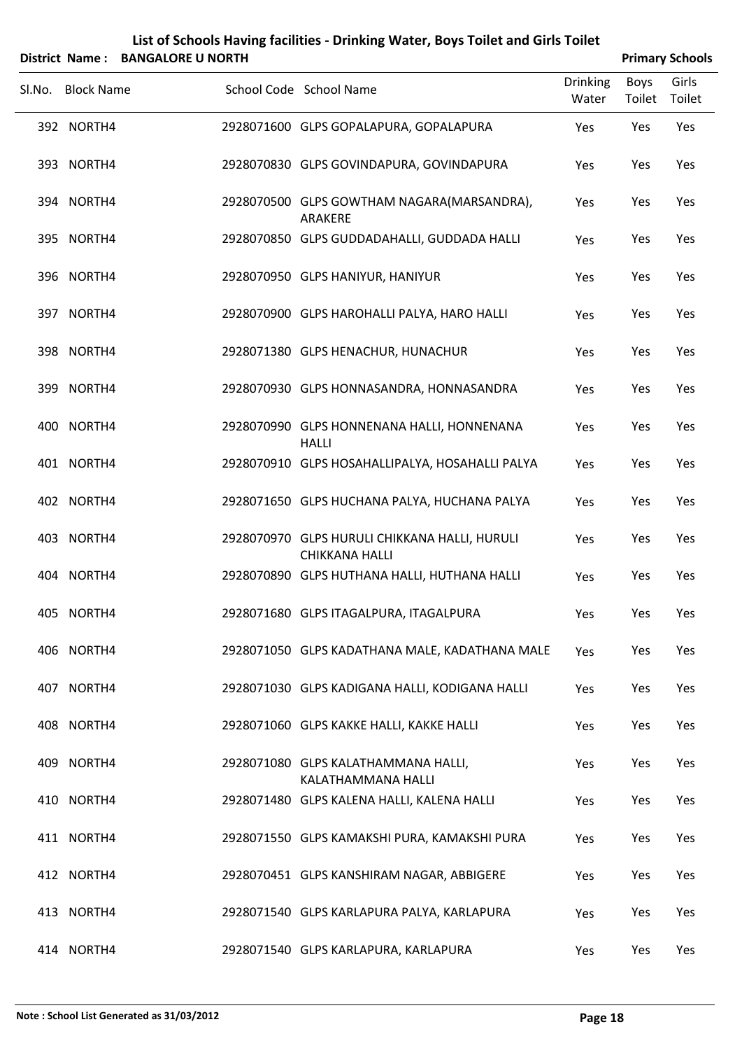# List of Schools Having facilities - Drinking Water, Boys Toilet and Girls Toilet

**District Name : BANGALORE U NORTH** **Primary Schools**

| Sl.No. | Block Name | School Code | School Name | Drinking Water | Boys Toilet | Girls Toilet |
|---|---|---|---|---|---|---|
| 392 | NORTH4 | 2928071600 | GLPS GOPALAPURA, GOPALAPURA | Yes | Yes | Yes |
| 393 | NORTH4 | 2928070830 | GLPS GOVINDAPURA, GOVINDAPURA | Yes | Yes | Yes |
| 394 | NORTH4 | 2928070500 | GLPS GOWTHAM NAGARA(MARSANDRA), ARAKERE | Yes | Yes | Yes |
| 395 | NORTH4 | 2928070850 | GLPS GUDDADAHALLI, GUDDADA HALLI | Yes | Yes | Yes |
| 396 | NORTH4 | 2928070950 | GLPS HANIYUR, HANIYUR | Yes | Yes | Yes |
| 397 | NORTH4 | 2928070900 | GLPS HAROHALLI PALYA, HARO HALLI | Yes | Yes | Yes |
| 398 | NORTH4 | 2928071380 | GLPS HENACHUR, HUNACHUR | Yes | Yes | Yes |
| 399 | NORTH4 | 2928070930 | GLPS HONNASANDRA, HONNASANDRA | Yes | Yes | Yes |
| 400 | NORTH4 | 2928070990 | GLPS HONNENANA HALLI, HONNENANA HALLI | Yes | Yes | Yes |
| 401 | NORTH4 | 2928070910 | GLPS HOSAHALLIPALYA, HOSAHALLI PALYA | Yes | Yes | Yes |
| 402 | NORTH4 | 2928071650 | GLPS HUCHANA PALYA, HUCHANA PALYA | Yes | Yes | Yes |
| 403 | NORTH4 | 2928070970 | GLPS HURULI CHIKKANA HALLI, HURULI CHIKKANA HALLI | Yes | Yes | Yes |
| 404 | NORTH4 | 2928070890 | GLPS HUTHANA HALLI, HUTHANA HALLI | Yes | Yes | Yes |
| 405 | NORTH4 | 2928071680 | GLPS ITAGALPURA, ITAGALPURA | Yes | Yes | Yes |
| 406 | NORTH4 | 2928071050 | GLPS KADATHANA MALE, KADATHANA MALE | Yes | Yes | Yes |
| 407 | NORTH4 | 2928071030 | GLPS KADIGANA HALLI, KODIGANA HALLI | Yes | Yes | Yes |
| 408 | NORTH4 | 2928071060 | GLPS KAKKE HALLI, KAKKE HALLI | Yes | Yes | Yes |
| 409 | NORTH4 | 2928071080 | GLPS KALATHAMMANA HALLI, KALATHAMMANA HALLI | Yes | Yes | Yes |
| 410 | NORTH4 | 2928071480 | GLPS KALENA HALLI, KALENA HALLI | Yes | Yes | Yes |
| 411 | NORTH4 | 2928071550 | GLPS KAMAKSHI PURA, KAMAKSHI PURA | Yes | Yes | Yes |
| 412 | NORTH4 | 2928070451 | GLPS KANSHIRAM NAGAR, ABBIGERE | Yes | Yes | Yes |
| 413 | NORTH4 | 2928071540 | GLPS KARLAPURA PALYA, KARLAPURA | Yes | Yes | Yes |
| 414 | NORTH4 | 2928071540 | GLPS KARLAPURA, KARLAPURA | Yes | Yes | Yes |

**Note : School List Generated as 31/03/2012**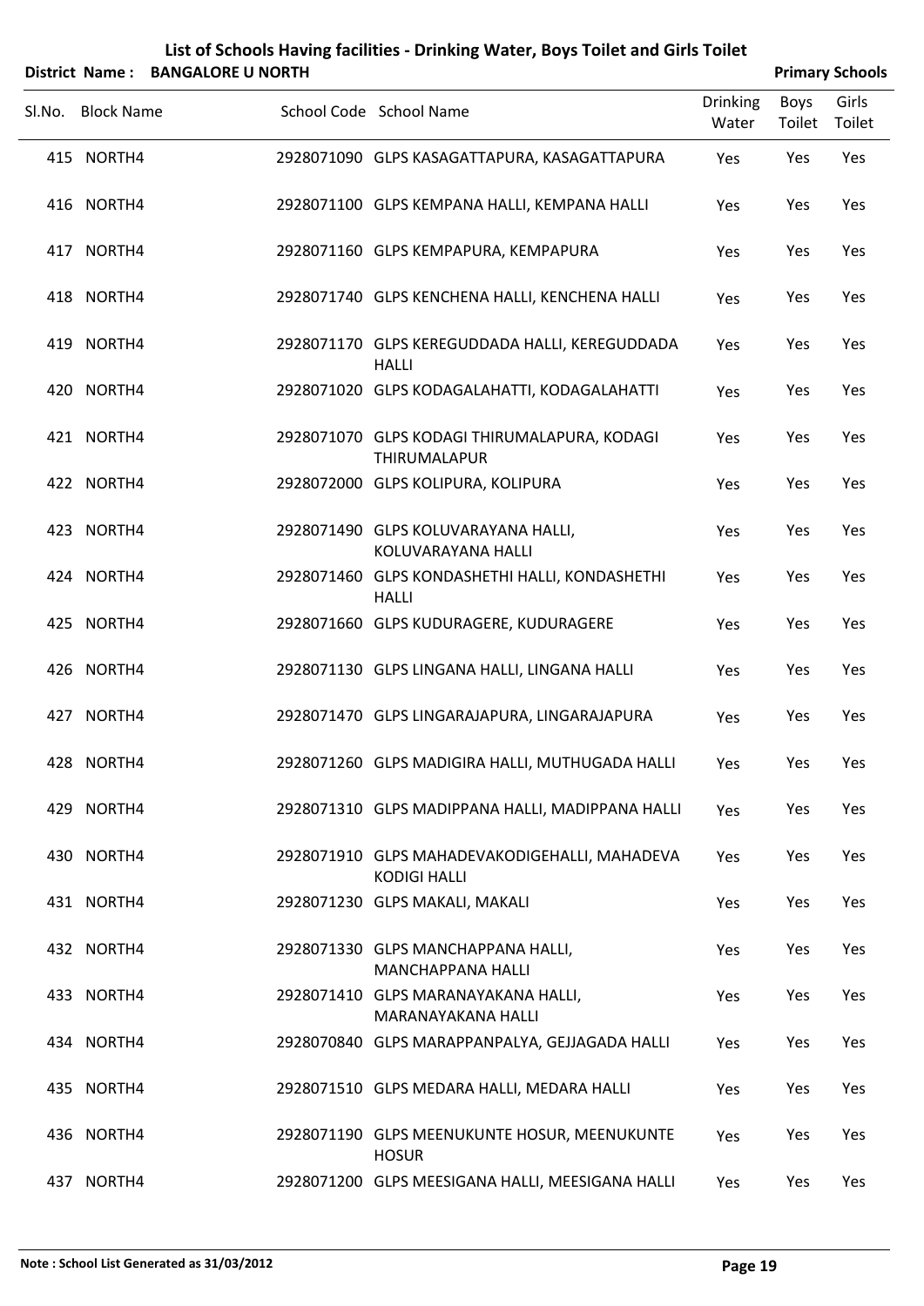# List of Schools Having facilities - Drinking Water, Boys Toilet and Girls Toilet

**District Name : BANGALORE U NORTH** **Primary Schools**

| Sl.No. | Block Name | School Code | School Name | Drinking Water | Boys Toilet | Girls Toilet |
|---|---|---|---|---|---|---|
| 415 | NORTH4 | 2928071090 | GLPS KASAGATTAPURA, KASAGATTAPURA | Yes | Yes | Yes |
| 416 | NORTH4 | 2928071100 | GLPS KEMPANA HALLI, KEMPANA HALLI | Yes | Yes | Yes |
| 417 | NORTH4 | 2928071160 | GLPS KEMPAPURA, KEMPAPURA | Yes | Yes | Yes |
| 418 | NORTH4 | 2928071740 | GLPS KENCHENA HALLI, KENCHENA HALLI | Yes | Yes | Yes |
| 419 | NORTH4 | 2928071170 | GLPS KEREGUDDADA HALLI, KEREGUDDADA HALLI | Yes | Yes | Yes |
| 420 | NORTH4 | 2928071020 | GLPS KODAGALAHATTI, KODAGALAHATTI | Yes | Yes | Yes |
| 421 | NORTH4 | 2928071070 | GLPS KODAGI THIRUMALAPURA, KODAGI THIRUMALAPUR | Yes | Yes | Yes |
| 422 | NORTH4 | 2928072000 | GLPS KOLIPURA, KOLIPURA | Yes | Yes | Yes |
| 423 | NORTH4 | 2928071490 | GLPS KOLUVARAYANA HALLI, KOLUVARAYANA HALLI | Yes | Yes | Yes |
| 424 | NORTH4 | 2928071460 | GLPS KONDASHETHI HALLI, KONDASHETHI HALLI | Yes | Yes | Yes |
| 425 | NORTH4 | 2928071660 | GLPS KUDURAGERE, KUDURAGERE | Yes | Yes | Yes |
| 426 | NORTH4 | 2928071130 | GLPS LINGANA HALLI, LINGANA HALLI | Yes | Yes | Yes |
| 427 | NORTH4 | 2928071470 | GLPS LINGARAJAPURA, LINGARAJAPURA | Yes | Yes | Yes |
| 428 | NORTH4 | 2928071260 | GLPS MADIGIRA HALLI, MUTHUGADA HALLI | Yes | Yes | Yes |
| 429 | NORTH4 | 2928071310 | GLPS MADIPPANA HALLI, MADIPPANA HALLI | Yes | Yes | Yes |
| 430 | NORTH4 | 2928071910 | GLPS MAHADEVAKODIGEHALLI, MAHADEVA KODIGI HALLI | Yes | Yes | Yes |
| 431 | NORTH4 | 2928071230 | GLPS MAKALI, MAKALI | Yes | Yes | Yes |
| 432 | NORTH4 | 2928071330 | GLPS MANCHAPPANA HALLI, MANCHAPPANA HALLI | Yes | Yes | Yes |
| 433 | NORTH4 | 2928071410 | GLPS MARANAYAKANA HALLI, MARANAYAKANA HALLI | Yes | Yes | Yes |
| 434 | NORTH4 | 2928070840 | GLPS MARAPPANPALYA, GEJJAGADA HALLI | Yes | Yes | Yes |
| 435 | NORTH4 | 2928071510 | GLPS MEDARA HALLI, MEDARA HALLI | Yes | Yes | Yes |
| 436 | NORTH4 | 2928071190 | GLPS MEENUKUNTE HOSUR, MEENUKUNTE HOSUR | Yes | Yes | Yes |
| 437 | NORTH4 | 2928071200 | GLPS MEESIGANA HALLI, MEESIGANA HALLI | Yes | Yes | Yes |

**Note : School List Generated as 31/03/2012**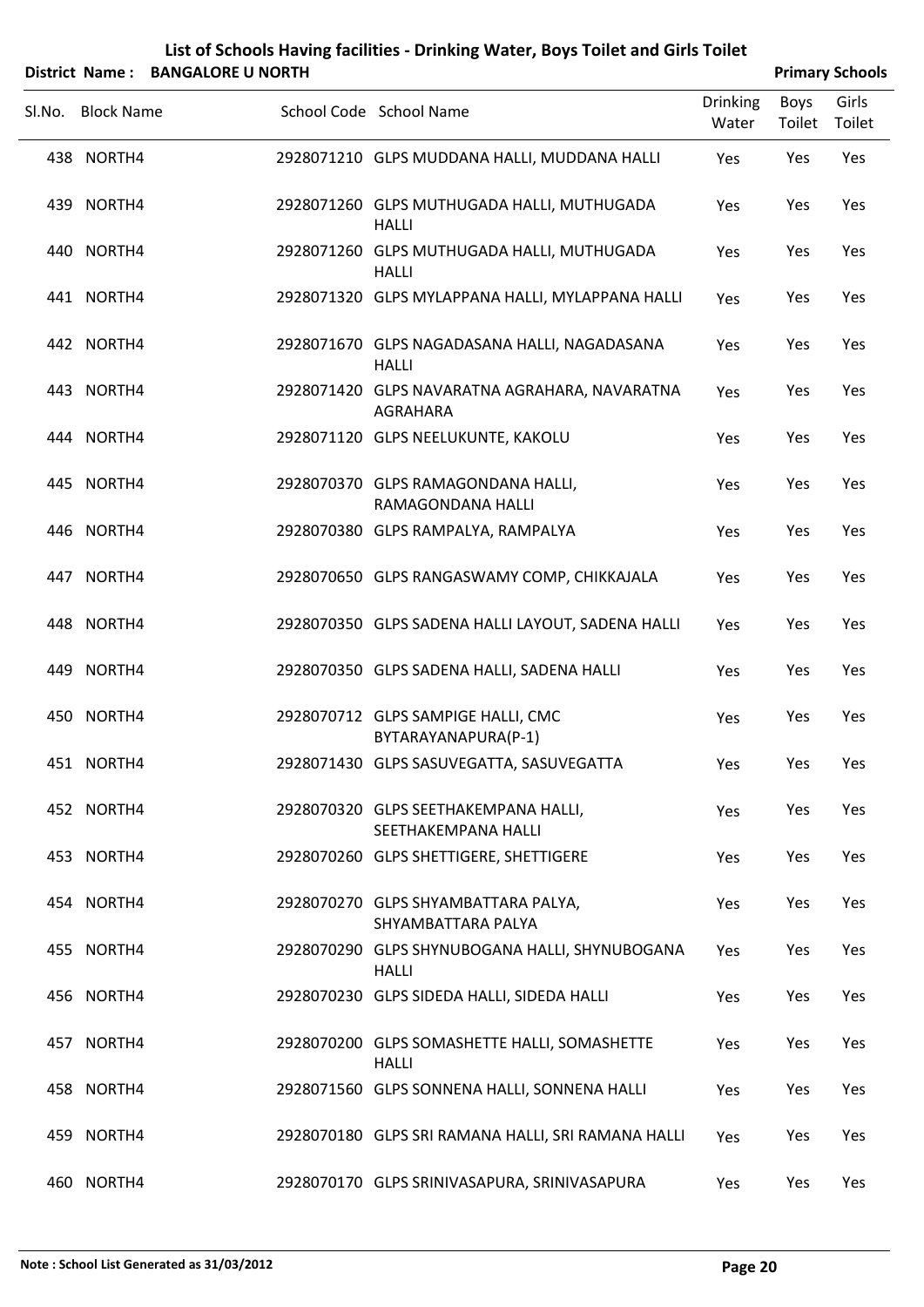# List of Schools Having facilities - Drinking Water, Boys Toilet and Girls Toilet

**District Name : BANGALORE U NORTH** **Primary Schools**

| Sl.No. | Block Name | School Code | School Name | Drinking Water | Boys Toilet | Girls Toilet |
|---|---|---|---|---|---|---|
| 438 | NORTH4 | 2928071210 | GLPS MUDDANA HALLI, MUDDANA HALLI | Yes | Yes | Yes |
| 439 | NORTH4 | 2928071260 | GLPS MUTHUGADA HALLI, MUTHUGADA HALLI | Yes | Yes | Yes |
| 440 | NORTH4 | 2928071260 | GLPS MUTHUGADA HALLI, MUTHUGADA HALLI | Yes | Yes | Yes |
| 441 | NORTH4 | 2928071320 | GLPS MYLAPPANA HALLI, MYLAPPANA HALLI | Yes | Yes | Yes |
| 442 | NORTH4 | 2928071670 | GLPS NAGADASANA HALLI, NAGADASANA HALLI | Yes | Yes | Yes |
| 443 | NORTH4 | 2928071420 | GLPS NAVARATNA AGRAHARA, NAVARATNA AGRAHARA | Yes | Yes | Yes |
| 444 | NORTH4 | 2928071120 | GLPS NEELUKUNTE, KAKOLU | Yes | Yes | Yes |
| 445 | NORTH4 | 2928070370 | GLPS RAMAGONDANA HALLI, RAMAGONDANA HALLI | Yes | Yes | Yes |
| 446 | NORTH4 | 2928070380 | GLPS RAMPALYA, RAMPALYA | Yes | Yes | Yes |
| 447 | NORTH4 | 2928070650 | GLPS RANGASWAMY COMP, CHIKKAJALA | Yes | Yes | Yes |
| 448 | NORTH4 | 2928070350 | GLPS SADENA HALLI LAYOUT, SADENA HALLI | Yes | Yes | Yes |
| 449 | NORTH4 | 2928070350 | GLPS SADENA HALLI, SADENA HALLI | Yes | Yes | Yes |
| 450 | NORTH4 | 2928070712 | GLPS SAMPIGE HALLI, CMC BYTARAYANAPURA(P-1) | Yes | Yes | Yes |
| 451 | NORTH4 | 2928071430 | GLPS SASUVEGATTA, SASUVEGATTA | Yes | Yes | Yes |
| 452 | NORTH4 | 2928070320 | GLPS SEETHAKEMPANA HALLI, SEETHAKEMPANA HALLI | Yes | Yes | Yes |
| 453 | NORTH4 | 2928070260 | GLPS SHETTIGERE, SHETTIGERE | Yes | Yes | Yes |
| 454 | NORTH4 | 2928070270 | GLPS SHYAMBATTARA PALYA, SHYAMBATTARA PALYA | Yes | Yes | Yes |
| 455 | NORTH4 | 2928070290 | GLPS SHYNUBOGANA HALLI, SHYNUBOGANA HALLI | Yes | Yes | Yes |
| 456 | NORTH4 | 2928070230 | GLPS SIDEDA HALLI, SIDEDA HALLI | Yes | Yes | Yes |
| 457 | NORTH4 | 2928070200 | GLPS SOMASHETTE HALLI, SOMASHETTE HALLI | Yes | Yes | Yes |
| 458 | NORTH4 | 2928071560 | GLPS SONNENA HALLI, SONNENA HALLI | Yes | Yes | Yes |
| 459 | NORTH4 | 2928070180 | GLPS SRI RAMANA HALLI, SRI RAMANA HALLI | Yes | Yes | Yes |
| 460 | NORTH4 | 2928070170 | GLPS SRINIVASAPURA, SRINIVASAPURA | Yes | Yes | Yes |

**Note : School List Generated as 31/03/2012**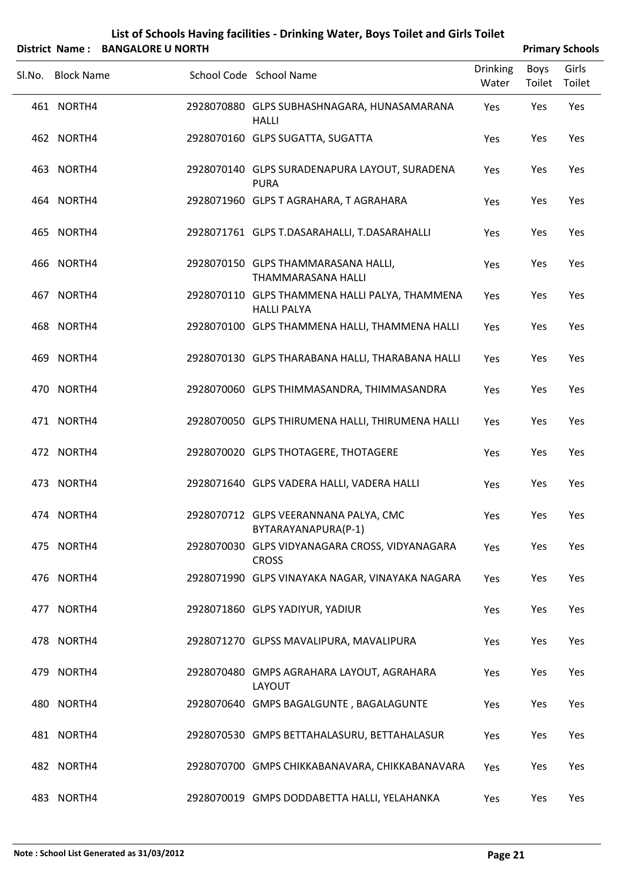# List of Schools Having facilities - Drinking Water, Boys Toilet and Girls Toilet

**District Name : BANGALORE U NORTH** **Primary Schools**

| Sl.No. | Block Name | School Code | School Name | Drinking Water | Boys Toilet | Girls Toilet |
|---|---|---|---|---|---|---|
| 461 | NORTH4 | 2928070880 | GLPS SUBHASHNAGARA, HUNASAMARANA HALLI | Yes | Yes | Yes |
| 462 | NORTH4 | 2928070160 | GLPS SUGATTA, SUGATTA | Yes | Yes | Yes |
| 463 | NORTH4 | 2928070140 | GLPS SURADENAPURA LAYOUT, SURADENA PURA | Yes | Yes | Yes |
| 464 | NORTH4 | 2928071960 | GLPS T AGRAHARA, T AGRAHARA | Yes | Yes | Yes |
| 465 | NORTH4 | 2928071761 | GLPS T.DASARAHALLI, T.DASARAHALLI | Yes | Yes | Yes |
| 466 | NORTH4 | 2928070150 | GLPS THAMMARASANA HALLI, THAMMARASANA HALLI | Yes | Yes | Yes |
| 467 | NORTH4 | 2928070110 | GLPS THAMMENA HALLI PALYA, THAMMENA HALLI PALYA | Yes | Yes | Yes |
| 468 | NORTH4 | 2928070100 | GLPS THAMMENA HALLI, THAMMENA HALLI | Yes | Yes | Yes |
| 469 | NORTH4 | 2928070130 | GLPS THARABANA HALLI, THARABANA HALLI | Yes | Yes | Yes |
| 470 | NORTH4 | 2928070060 | GLPS THIMMASANDRA, THIMMASANDRA | Yes | Yes | Yes |
| 471 | NORTH4 | 2928070050 | GLPS THIRUMENA HALLI, THIRUMENA HALLI | Yes | Yes | Yes |
| 472 | NORTH4 | 2928070020 | GLPS THOTAGERE, THOTAGERE | Yes | Yes | Yes |
| 473 | NORTH4 | 2928071640 | GLPS VADERA HALLI, VADERA HALLI | Yes | Yes | Yes |
| 474 | NORTH4 | 2928070712 | GLPS VEERANNANA PALYA, CMC BYTARAYANAPURA(P-1) | Yes | Yes | Yes |
| 475 | NORTH4 | 2928070030 | GLPS VIDYANAGARA CROSS, VIDYANAGARA CROSS | Yes | Yes | Yes |
| 476 | NORTH4 | 2928071990 | GLPS VINAYAKA NAGAR, VINAYAKA NAGARA | Yes | Yes | Yes |
| 477 | NORTH4 | 2928071860 | GLPS YADIYUR, YADIUR | Yes | Yes | Yes |
| 478 | NORTH4 | 2928071270 | GLPSS MAVALIPURA, MAVALIPURA | Yes | Yes | Yes |
| 479 | NORTH4 | 2928070480 | GMPS AGRAHARA LAYOUT, AGRAHARA LAYOUT | Yes | Yes | Yes |
| 480 | NORTH4 | 2928070640 | GMPS BAGALGUNTE , BAGALAGUNTE | Yes | Yes | Yes |
| 481 | NORTH4 | 2928070530 | GMPS BETTAHALASURU, BETTAHALASUR | Yes | Yes | Yes |
| 482 | NORTH4 | 2928070700 | GMPS CHIKKABANAVARA, CHIKKABANAVARA | Yes | Yes | Yes |
| 483 | NORTH4 | 2928070019 | GMPS DODDABETTA HALLI, YELAHANKA | Yes | Yes | Yes |

**Note : School List Generated as 31/03/2012**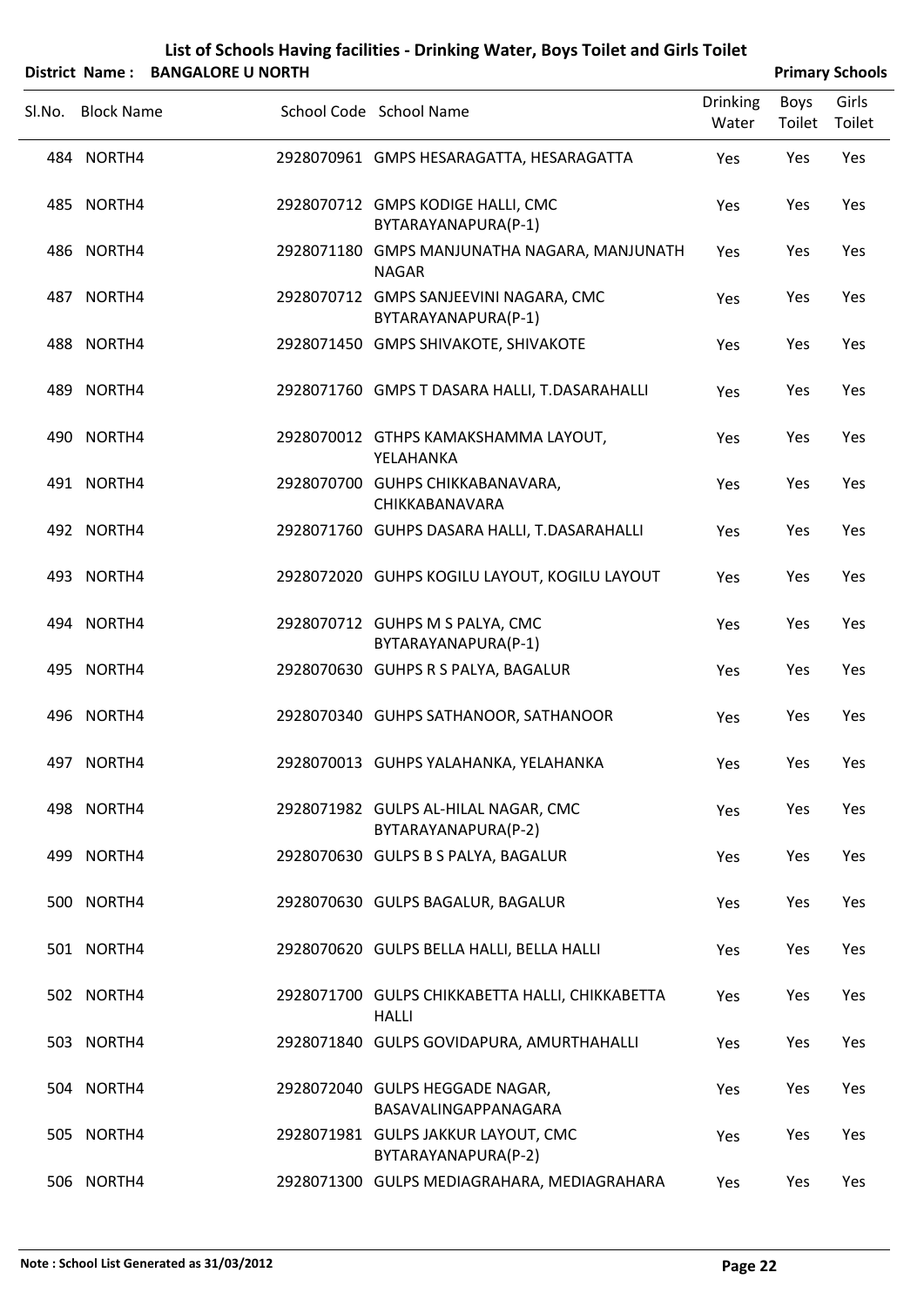# List of Schools Having facilities - Drinking Water, Boys Toilet and Girls Toilet

**District Name : BANGALORE U NORTH** — **Primary Schools**

| Sl.No. | Block Name | School Code | School Name | Drinking Water | Boys Toilet | Girls Toilet |
|---|---|---|---|---|---|---|
| 484 | NORTH4 | 2928070961 | GMPS HESARAGATTA, HESARAGATTA | Yes | Yes | Yes |
| 485 | NORTH4 | 2928070712 | GMPS KODIGE HALLI, CMC BYTARAYANAPURA(P-1) | Yes | Yes | Yes |
| 486 | NORTH4 | 2928071180 | GMPS MANJUNATHA NAGARA, MANJUNATH NAGAR | Yes | Yes | Yes |
| 487 | NORTH4 | 2928070712 | GMPS SANJEEVINI NAGARA, CMC BYTARAYANAPURA(P-1) | Yes | Yes | Yes |
| 488 | NORTH4 | 2928071450 | GMPS SHIVAKOTE, SHIVAKOTE | Yes | Yes | Yes |
| 489 | NORTH4 | 2928071760 | GMPS T DASARA HALLI, T.DASARAHALLI | Yes | Yes | Yes |
| 490 | NORTH4 | 2928070012 | GTHPS KAMAKSHAMMA LAYOUT, YELAHANKA | Yes | Yes | Yes |
| 491 | NORTH4 | 2928070700 | GUHPS CHIKKABANAVARA, CHIKKABANAVARA | Yes | Yes | Yes |
| 492 | NORTH4 | 2928071760 | GUHPS DASARA HALLI, T.DASARAHALLI | Yes | Yes | Yes |
| 493 | NORTH4 | 2928072020 | GUHPS KOGILU LAYOUT, KOGILU LAYOUT | Yes | Yes | Yes |
| 494 | NORTH4 | 2928070712 | GUHPS M S PALYA, CMC BYTARAYANAPURA(P-1) | Yes | Yes | Yes |
| 495 | NORTH4 | 2928070630 | GUHPS R S PALYA, BAGALUR | Yes | Yes | Yes |
| 496 | NORTH4 | 2928070340 | GUHPS SATHANOOR, SATHANOOR | Yes | Yes | Yes |
| 497 | NORTH4 | 2928070013 | GUHPS YALAHANKA, YELAHANKA | Yes | Yes | Yes |
| 498 | NORTH4 | 2928071982 | GULPS AL-HILAL NAGAR, CMC BYTARAYANAPURA(P-2) | Yes | Yes | Yes |
| 499 | NORTH4 | 2928070630 | GULPS B S PALYA, BAGALUR | Yes | Yes | Yes |
| 500 | NORTH4 | 2928070630 | GULPS BAGALUR, BAGALUR | Yes | Yes | Yes |
| 501 | NORTH4 | 2928070620 | GULPS BELLA HALLI, BELLA HALLI | Yes | Yes | Yes |
| 502 | NORTH4 | 2928071700 | GULPS CHIKKABETTA HALLI, CHIKKABETTA HALLI | Yes | Yes | Yes |
| 503 | NORTH4 | 2928071840 | GULPS GOVIDAPURA, AMURTHAHALLI | Yes | Yes | Yes |
| 504 | NORTH4 | 2928072040 | GULPS HEGGADE NAGAR, BASAVALINGAPPANAGARA | Yes | Yes | Yes |
| 505 | NORTH4 | 2928071981 | GULPS JAKKUR LAYOUT, CMC BYTARAYANAPURA(P-2) | Yes | Yes | Yes |
| 506 | NORTH4 | 2928071300 | GULPS MEDIAGRAHARA, MEDIAGRAHARA | Yes | Yes | Yes |

**Note : School List Generated as 31/03/2012**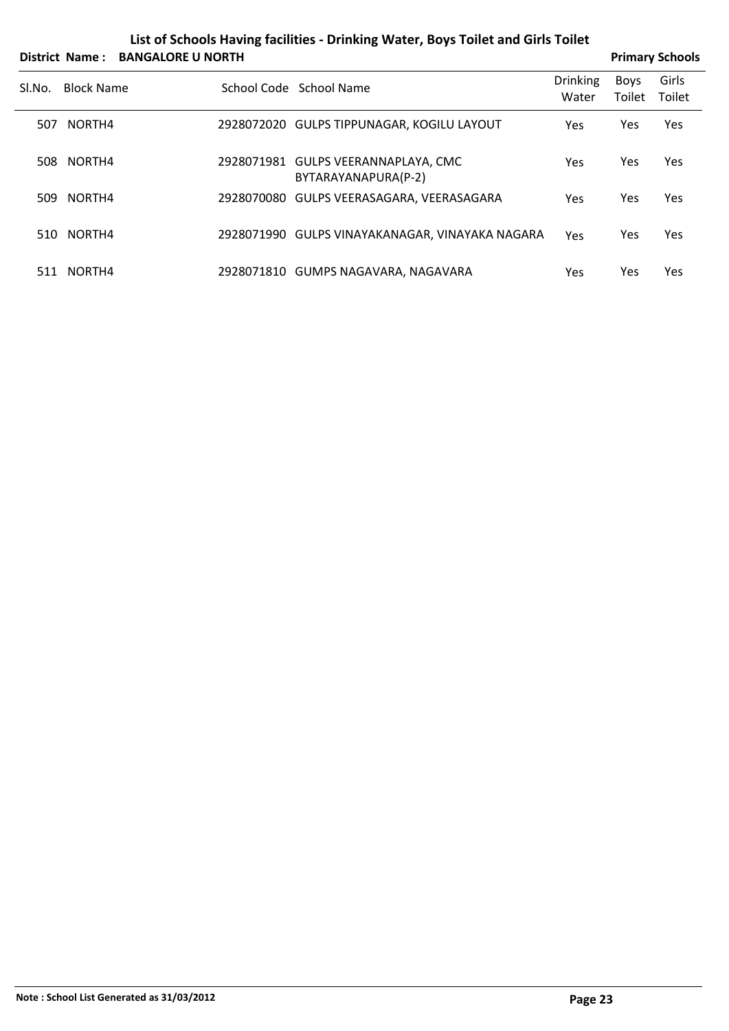| Sl.No. | Block Name | School Code | School Name | Drinking Water | Boys Toilet | Girls Toilet |
|---|---|---|---|---|---|---|
| 507 | NORTH4 | 2928072020 | GULPS TIPPUNAGAR, KOGILU LAYOUT | Yes | Yes | Yes |
| 508 | NORTH4 | 2928071981 | GULPS VEERANNAPLAYA, CMC BYTARAYANAPURA(P-2) | Yes | Yes | Yes |
| 509 | NORTH4 | 2928070080 | GULPS VEERASAGARA, VEERASAGARA | Yes | Yes | Yes |
| 510 | NORTH4 | 2928071990 | GULPS VINAYAKANAGAR, VINAYAKA NAGARA | Yes | Yes | Yes |
| 511 | NORTH4 | 2928071810 | GUMPS NAGAVARA, NAGAVARA | Yes | Yes | Yes |